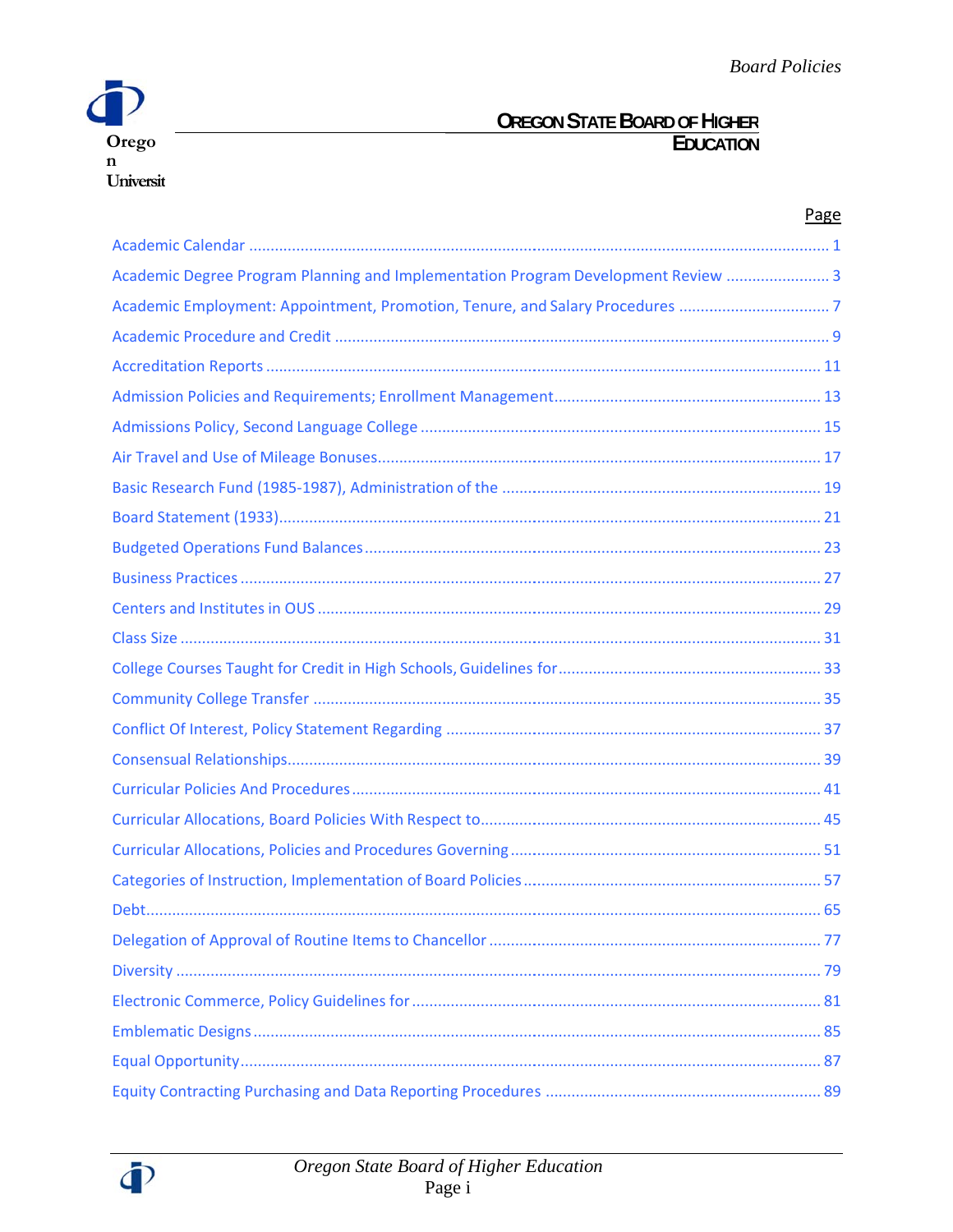# Oregon State Board of Higher Education

Oregon University

| | Page |
|---|---|
| Academic Calendar | 1 |
| Academic Degree Program Planning and Implementation Program Development Review | 3 |
| Academic Employment: Appointment, Promotion, Tenure, and Salary Procedures | 7 |
| Academic Procedure and Credit | 9 |
| Accreditation Reports | 11 |
| Admission Policies and Requirements; Enrollment Management | 13 |
| Admissions Policy, Second Language College | 15 |
| Air Travel and Use of Mileage Bonuses | 17 |
| Basic Research Fund (1985-1987), Administration of the | 19 |
| Board Statement (1933) | 21 |
| Budgeted Operations Fund Balances | 23 |
| Business Practices | 27 |
| Centers and Institutes in OUS | 29 |
| Class Size | 31 |
| College Courses Taught for Credit in High Schools, Guidelines for | 33 |
| Community College Transfer | 35 |
| Conflict Of Interest, Policy Statement Regarding | 37 |
| Consensual Relationships | 39 |
| Curricular Policies And Procedures | 41 |
| Curricular Allocations, Board Policies With Respect to | 45 |
| Curricular Allocations, Policies and Procedures Governing | 51 |
| Categories of Instruction, Implementation of Board Policies | 57 |
| Debt | 65 |
| Delegation of Approval of Routine Items to Chancellor | 77 |
| Diversity | 79 |
| Electronic Commerce, Policy Guidelines for | 81 |
| Emblematic Designs | 85 |
| Equal Opportunity | 87 |
| Equity Contracting Purchasing and Data Reporting Procedures | 89 |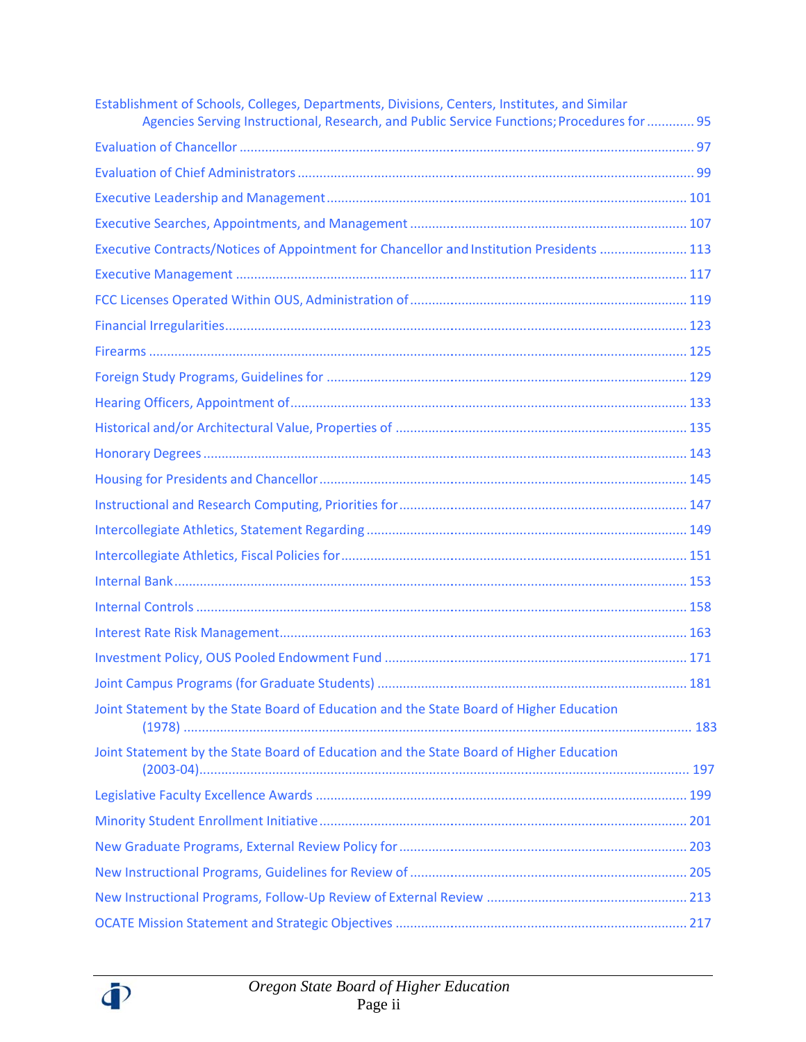Establishment of Schools, Colleges, Departments, Divisions, Centers, Institutes, and Similar Agencies Serving Instructional, Research, and Public Service Functions; Procedures for ............ 95

Evaluation of Chancellor ........................................................................................................... 97

Evaluation of Chief Administrators ........................................................................................... 99

Executive Leadership and Management .................................................................................. 101

Executive Searches, Appointments, and Management ............................................................ 107

Executive Contracts/Notices of Appointment for Chancellor and Institution Presidents ........................ 113

Executive Management ........................................................................................................... 117

FCC Licenses Operated Within OUS, Administration of ........................................................... 119

Financial Irregularities ............................................................................................................. 123

Firearms .................................................................................................................................. 125

Foreign Study Programs, Guidelines for .................................................................................. 129

Hearing Officers, Appointment of ............................................................................................ 133

Historical and/or Architectural Value, Properties of ................................................................ 135

Honorary Degrees ................................................................................................................... 143

Housing for Presidents and Chancellor .................................................................................... 145

Instructional and Research Computing, Priorities for .............................................................. 147

Intercollegiate Athletics, Statement Regarding ....................................................................... 149

Intercollegiate Athletics, Fiscal Policies for ............................................................................. 151

Internal Bank ........................................................................................................................... 153

Internal Controls ..................................................................................................................... 158

Interest Rate Risk Management ............................................................................................... 163

Investment Policy, OUS Pooled Endowment Fund .................................................................. 171

Joint Campus Programs (for Graduate Students) .................................................................... 181

Joint Statement by the State Board of Education and the State Board of Higher Education (1978) ......................................................................................................................... 183

Joint Statement by the State Board of Education and the State Board of Higher Education (2003-04) ..................................................................................................................... 197

Legislative Faculty Excellence Awards ..................................................................................... 199

Minority Student Enrollment Initiative .................................................................................... 201

New Graduate Programs, External Review Policy for .............................................................. 203

New Instructional Programs, Guidelines for Review of ............................................................ 205

New Instructional Programs, Follow-Up Review of External Review ....................................... 213

OCATE Mission Statement and Strategic Objectives ............................................................... 217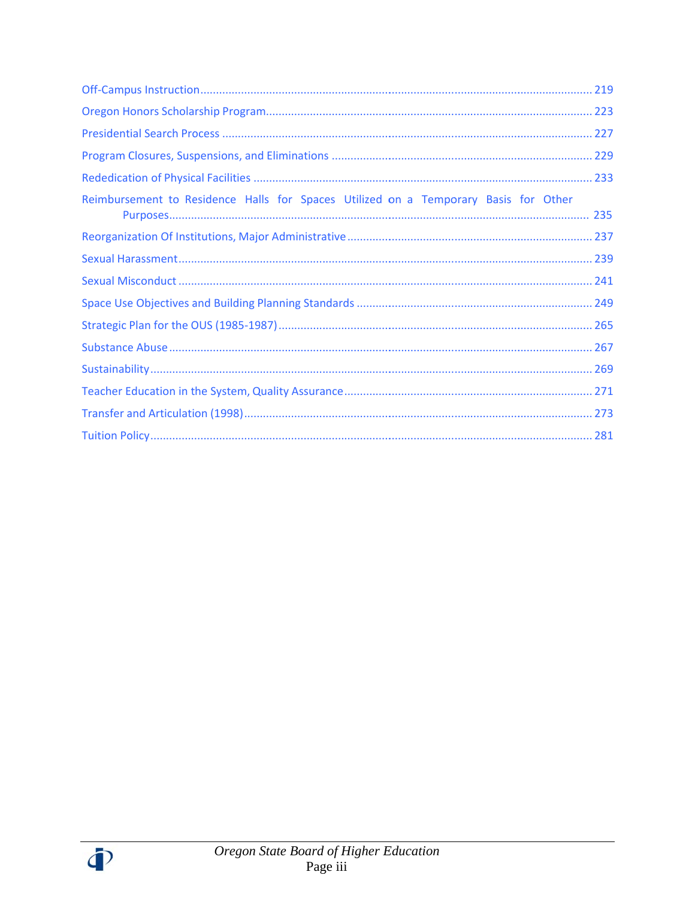Off-Campus Instruction ........................................................................................................................ 219

Oregon Honors Scholarship Program ................................................................................................... 223

Presidential Search Process .................................................................................................................. 227

Program Closures, Suspensions, and Eliminations ............................................................................... 229

Rededication of Physical Facilities ........................................................................................................ 233

Reimbursement to Residence Halls for Spaces Utilized on a Temporary Basis for Other Purposes ................................................................................................................................... 235

Reorganization Of Institutions, Major Administrative ........................................................................... 237

Sexual Harassment ............................................................................................................................... 239

Sexual Misconduct ................................................................................................................................ 241

Space Use Objectives and Building Planning Standards ........................................................................ 249

Strategic Plan for the OUS (1985-1987) ................................................................................................ 265

Substance Abuse .................................................................................................................................. 267

Sustainability ......................................................................................................................................... 269

Teacher Education in the System, Quality Assurance ............................................................................ 271

Transfer and Articulation (1998) ........................................................................................................... 273

Tuition Policy ......................................................................................................................................... 281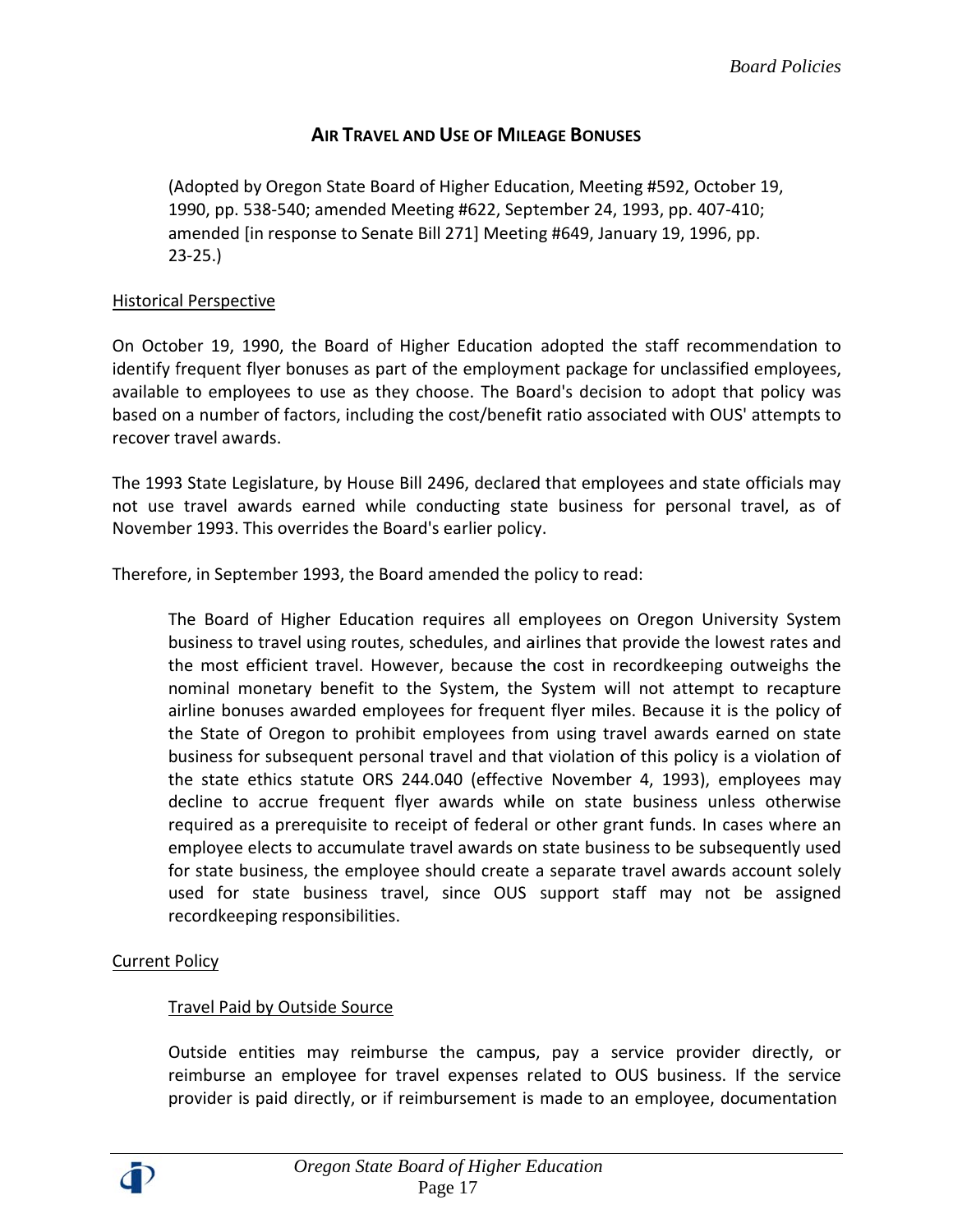## AIR TRAVEL AND USE OF MILEAGE BONUSES

(Adopted by Oregon State Board of Higher Education, Meeting #592, October 19, 1990, pp. 538-540; amended Meeting #622, September 24, 1993, pp. 407-410; amended [in response to Senate Bill 271] Meeting #649, January 19, 1996, pp. 23-25.)

### Historical Perspective

On October 19, 1990, the Board of Higher Education adopted the staff recommendation to identify frequent flyer bonuses as part of the employment package for unclassified employees, available to employees to use as they choose. The Board's decision to adopt that policy was based on a number of factors, including the cost/benefit ratio associated with OUS' attempts to recover travel awards.

The 1993 State Legislature, by House Bill 2496, declared that employees and state officials may not use travel awards earned while conducting state business for personal travel, as of November 1993. This overrides the Board's earlier policy.

Therefore, in September 1993, the Board amended the policy to read:

> The Board of Higher Education requires all employees on Oregon University System business to travel using routes, schedules, and airlines that provide the lowest rates and the most efficient travel. However, because the cost in recordkeeping outweighs the nominal monetary benefit to the System, the System will not attempt to recapture airline bonuses awarded employees for frequent flyer miles. Because it is the policy of the State of Oregon to prohibit employees from using travel awards earned on state business for subsequent personal travel and that violation of this policy is a violation of the state ethics statute ORS 244.040 (effective November 4, 1993), employees may decline to accrue frequent flyer awards while on state business unless otherwise required as a prerequisite to receipt of federal or other grant funds. In cases where an employee elects to accumulate travel awards on state business to be subsequently used for state business, the employee should create a separate travel awards account solely used for state business travel, since OUS support staff may not be assigned recordkeeping responsibilities.

### Current Policy

#### Travel Paid by Outside Source

Outside entities may reimburse the campus, pay a service provider directly, or reimburse an employee for travel expenses related to OUS business. If the service provider is paid directly, or if reimbursement is made to an employee, documentation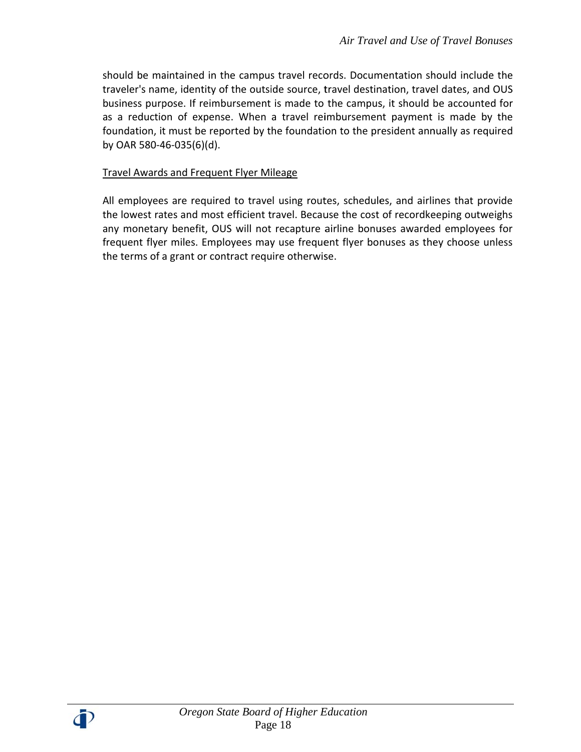should be maintained in the campus travel records. Documentation should include the traveler's name, identity of the outside source, travel destination, travel dates, and OUS business purpose. If reimbursement is made to the campus, it should be accounted for as a reduction of expense. When a travel reimbursement payment is made by the foundation, it must be reported by the foundation to the president annually as required by OAR 580-46-035(6)(d).

<u>Travel Awards and Frequent Flyer Mileage</u>

All employees are required to travel using routes, schedules, and airlines that provide the lowest rates and most efficient travel. Because the cost of recordkeeping outweighs any monetary benefit, OUS will not recapture airline bonuses awarded employees for frequent flyer miles. Employees may use frequent flyer bonuses as they choose unless the terms of a grant or contract require otherwise.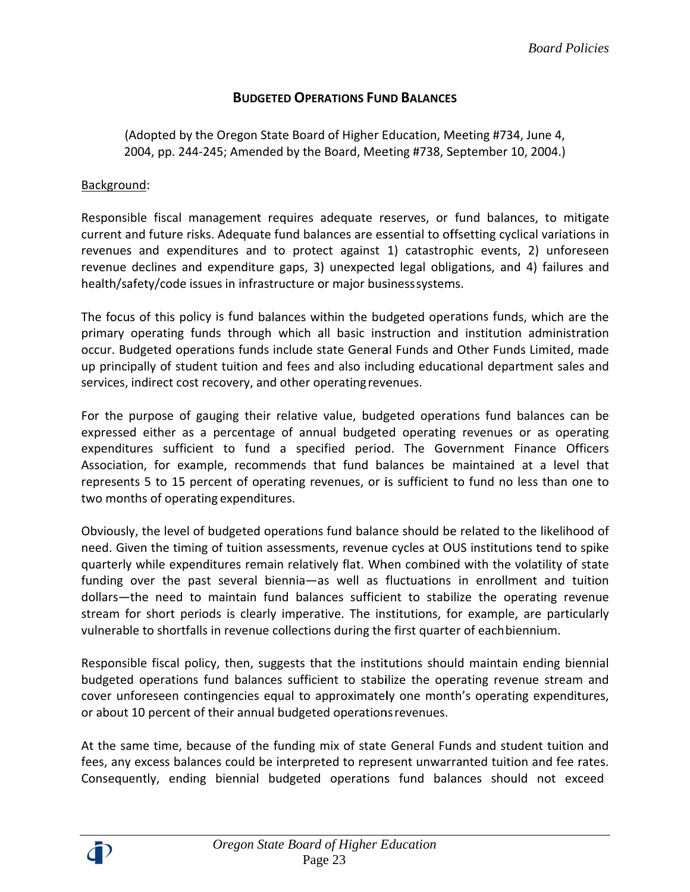## BUDGETED OPERATIONS FUND BALANCES

(Adopted by the Oregon State Board of Higher Education, Meeting #734, June 4, 2004, pp. 244-245; Amended by the Board, Meeting #738, September 10, 2004.)

Background:

Responsible fiscal management requires adequate reserves, or fund balances, to mitigate current and future risks. Adequate fund balances are essential to offsetting cyclical variations in revenues and expenditures and to protect against 1) catastrophic events, 2) unforeseen revenue declines and expenditure gaps, 3) unexpected legal obligations, and 4) failures and health/safety/code issues in infrastructure or major business systems.

The focus of this policy is fund balances within the budgeted operations funds, which are the primary operating funds through which all basic instruction and institution administration occur. Budgeted operations funds include state General Funds and Other Funds Limited, made up principally of student tuition and fees and also including educational department sales and services, indirect cost recovery, and other operating revenues.

For the purpose of gauging their relative value, budgeted operations fund balances can be expressed either as a percentage of annual budgeted operating revenues or as operating expenditures sufficient to fund a specified period. The Government Finance Officers Association, for example, recommends that fund balances be maintained at a level that represents 5 to 15 percent of operating revenues, or is sufficient to fund no less than one to two months of operating expenditures.

Obviously, the level of budgeted operations fund balance should be related to the likelihood of need. Given the timing of tuition assessments, revenue cycles at OUS institutions tend to spike quarterly while expenditures remain relatively flat. When combined with the volatility of state funding over the past several biennia—as well as fluctuations in enrollment and tuition dollars—the need to maintain fund balances sufficient to stabilize the operating revenue stream for short periods is clearly imperative. The institutions, for example, are particularly vulnerable to shortfalls in revenue collections during the first quarter of each biennium.

Responsible fiscal policy, then, suggests that the institutions should maintain ending biennial budgeted operations fund balances sufficient to stabilize the operating revenue stream and cover unforeseen contingencies equal to approximately one month's operating expenditures, or about 10 percent of their annual budgeted operations revenues.

At the same time, because of the funding mix of state General Funds and student tuition and fees, any excess balances could be interpreted to represent unwarranted tuition and fee rates. Consequently, ending biennial budgeted operations fund balances should not exceed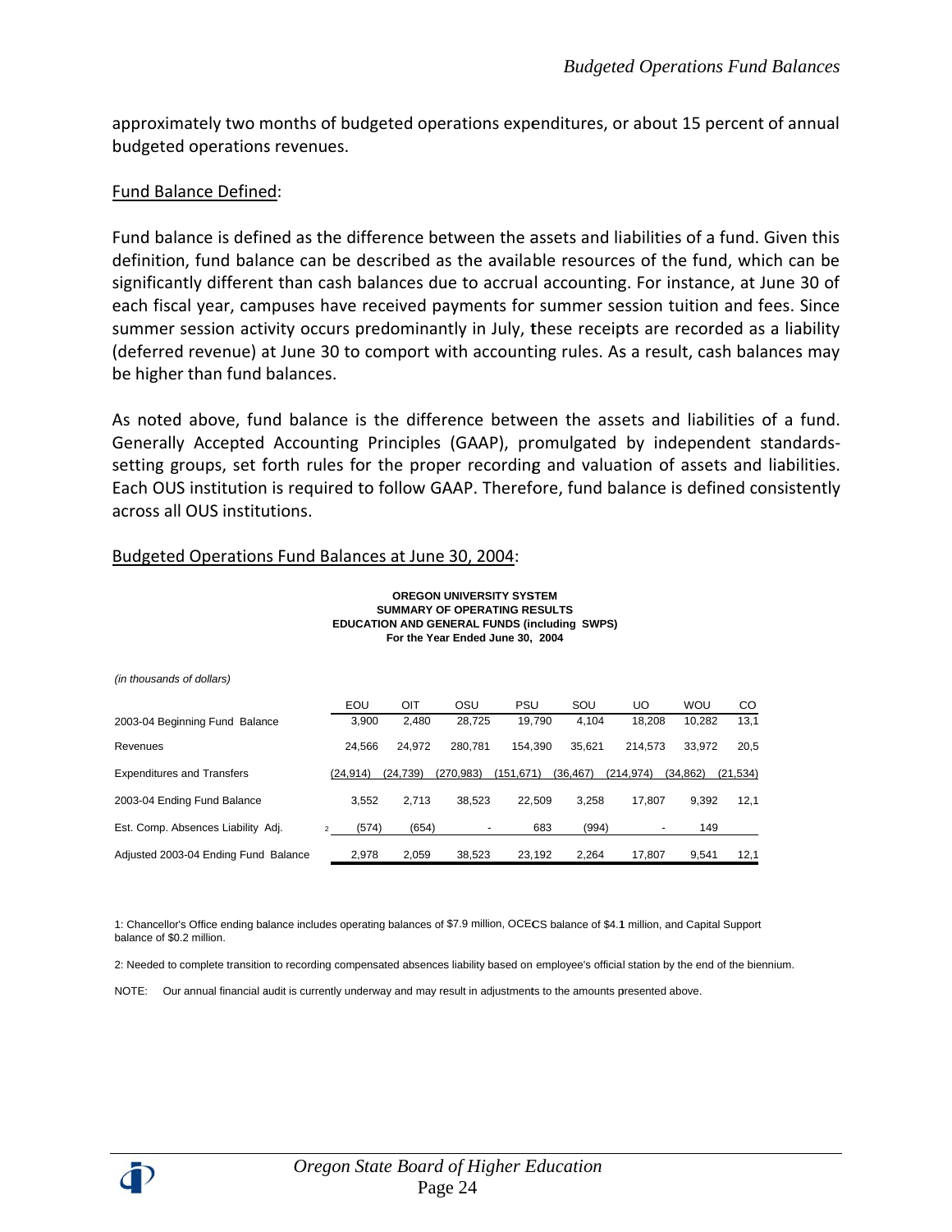approximately two months of budgeted operations expenditures, or about 15 percent of annual budgeted operations revenues.

Fund Balance Defined:

Fund balance is defined as the difference between the assets and liabilities of a fund. Given this definition, fund balance can be described as the available resources of the fund, which can be significantly different than cash balances due to accrual accounting. For instance, at June 30 of each fiscal year, campuses have received payments for summer session tuition and fees. Since summer session activity occurs predominantly in July, these receipts are recorded as a liability (deferred revenue) at June 30 to comport with accounting rules. As a result, cash balances may be higher than fund balances.

As noted above, fund balance is the difference between the assets and liabilities of a fund. Generally Accepted Accounting Principles (GAAP), promulgated by independent standards-setting groups, set forth rules for the proper recording and valuation of assets and liabilities. Each OUS institution is required to follow GAAP. Therefore, fund balance is defined consistently across all OUS institutions.

Budgeted Operations Fund Balances at June 30, 2004:

**OREGON UNIVERSITY SYSTEM**
**SUMMARY OF OPERATING RESULTS**
**EDUCATION AND GENERAL FUNDS (including SWPS)**
**For the Year Ended June 30, 2004**

*(in thousands of dollars)*

| | EOU | OIT | OSU | PSU | SOU | UO | WOU | CO |
|---|---|---|---|---|---|---|---|---|
| 2003-04 Beginning Fund Balance | 3,900 | 2,480 | 28,725 | 19,790 | 4,104 | 18,208 | 10,282 | 13,1 |
| Revenues | 24,566 | 24,972 | 280,781 | 154,390 | 35,621 | 214,573 | 33,972 | 20,5 |
| Expenditures and Transfers | (24,914) | (24,739) | (270,983) | (151,671) | (36,467) | (214,974) | (34,862) | (21,534) |
| 2003-04 Ending Fund Balance | 3,552 | 2,713 | 38,523 | 22,509 | 3,258 | 17,807 | 9,392 | 12,1 |
| Est. Comp. Absences Liability Adj. 2 | (574) | (654) | - | 683 | (994) | - | 149 | |
| Adjusted 2003-04 Ending Fund Balance | 2,978 | 2,059 | 38,523 | 23,192 | 2,264 | 17,807 | 9,541 | 12,1 |

1: Chancellor's Office ending balance includes operating balances of $7.9 million, OCECS balance of $4.1 million, and Capital Support balance of $0.2 million.

2: Needed to complete transition to recording compensated absences liability based on employee's official station by the end of the biennium.

NOTE: Our annual financial audit is currently underway and may result in adjustments to the amounts presented above.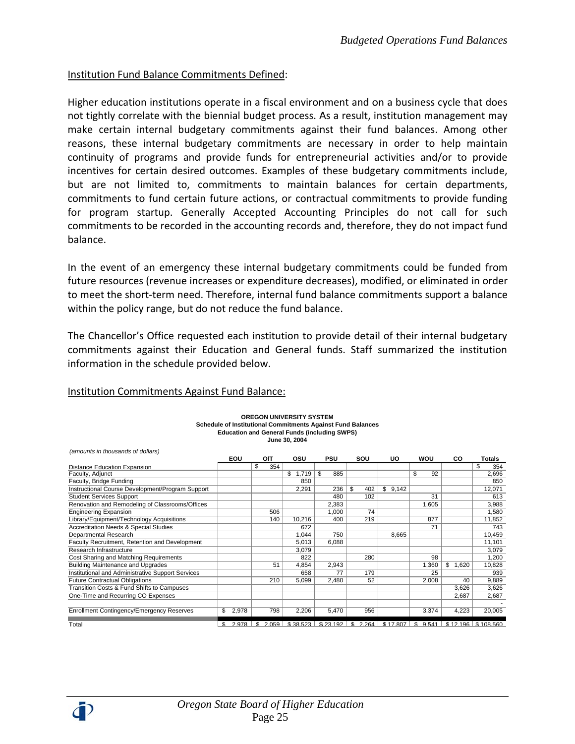## Institution Fund Balance Commitments Defined:

Higher education institutions operate in a fiscal environment and on a business cycle that does not tightly correlate with the biennial budget process. As a result, institution management may make certain internal budgetary commitments against their fund balances. Among other reasons, these internal budgetary commitments are necessary in order to help maintain continuity of programs and provide funds for entrepreneurial activities and/or to provide incentives for certain desired outcomes. Examples of these budgetary commitments include, but are not limited to, commitments to maintain balances for certain departments, commitments to fund certain future actions, or contractual commitments to provide funding for program startup. Generally Accepted Accounting Principles do not call for such commitments to be recorded in the accounting records and, therefore, they do not impact fund balance.

In the event of an emergency these internal budgetary commitments could be funded from future resources (revenue increases or expenditure decreases), modified, or eliminated in order to meet the short-term need. Therefore, internal fund balance commitments support a balance within the policy range, but do not reduce the fund balance.

The Chancellor's Office requested each institution to provide detail of their internal budgetary commitments against their Education and General funds. Staff summarized the institution information in the schedule provided below.

## Institution Commitments Against Fund Balance:

**OREGON UNIVERSITY SYSTEM**
**Schedule of Institutional Commitments Against Fund Balances**
**Education and General Funds (including SWPS)**
**June 30, 2004**

*(amounts in thousands of dollars)*

| | EOU | OIT | OSU | PSU | SOU | UO | WOU | CO | Totals |
|---|---|---|---|---|---|---|---|---|---|
| Distance Education Expansion | | $ 354 | | | | | | | $ 354 |
| Faculty, Adjunct | | | $ 1,719 | $ 885 | | | $ 92 | | 2,696 |
| Faculty, Bridge Funding | | | 850 | | | | | | 850 |
| Instructional Course Development/Program Support | | | 2,291 | 236 | $ 402 | $ 9,142 | | | 12,071 |
| Student Services Support | | | | 480 | 102 | | 31 | | 613 |
| Renovation and Remodeling of Classrooms/Offices | | | | 2,383 | | | 1,605 | | 3,988 |
| Engineering Expansion | | 506 | | 1,000 | 74 | | | | 1,580 |
| Library/Equipment/Technology Acquisitions | | 140 | 10,216 | 400 | 219 | | 877 | | 11,852 |
| Accreditation Needs & Special Studies | | | 672 | | | | 71 | | 743 |
| Departmental Research | | | 1,044 | 750 | | 8,665 | | | 10,459 |
| Faculty Recruitment, Retention and Development | | | 5,013 | 6,088 | | | | | 11,101 |
| Research Infrastructure | | | 3,079 | | | | | | 3,079 |
| Cost Sharing and Matching Requirements | | | 822 | | 280 | | 98 | | 1,200 |
| Building Maintenance and Upgrades | | 51 | 4,854 | 2,943 | | | 1,360 | $ 1,620 | 10,828 |
| Institutional and Administrative Support Services | | | 658 | 77 | 179 | | 25 | | 939 |
| Future Contractual Obligations | | 210 | 5,099 | 2,480 | 52 | | 2,008 | 40 | 9,889 |
| Transition Costs & Fund Shifts to Campuses | | | | | | | | 3,626 | 3,626 |
| One-Time and Recurring CO Expenses | | | | | | | | 2,687 | 2,687 |
| | | | | | | | | | - |
| Enrollment Contingency/Emergency Reserves | $ 2,978 | 798 | 2,206 | 5,470 | 956 | | 3,374 | 4,223 | 20,005 |
| Total | $ 2,978 | $ 2,059 | $ 38,523 | $ 23,192 | $ 2,264 | $ 17,807 | $ 9,541 | $ 12,196 | $ 108,560 |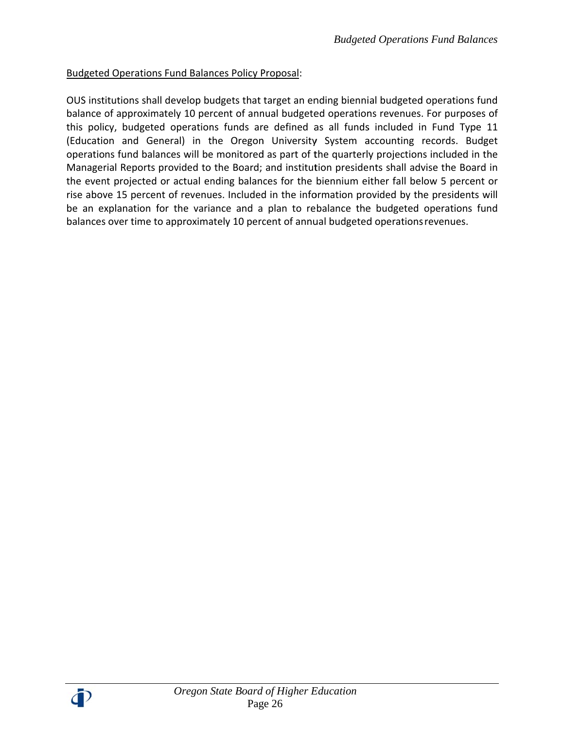Budgeted Operations Fund Balances Policy Proposal:

OUS institutions shall develop budgets that target an ending biennial budgeted operations fund balance of approximately 10 percent of annual budgeted operations revenues. For purposes of this policy, budgeted operations funds are defined as all funds included in Fund Type 11 (Education and General) in the Oregon University System accounting records. Budget operations fund balances will be monitored as part of the quarterly projections included in the Managerial Reports provided to the Board; and institution presidents shall advise the Board in the event projected or actual ending balances for the biennium either fall below 5 percent or rise above 15 percent of revenues. Included in the information provided by the presidents will be an explanation for the variance and a plan to rebalance the budgeted operations fund balances over time to approximately 10 percent of annual budgeted operations revenues.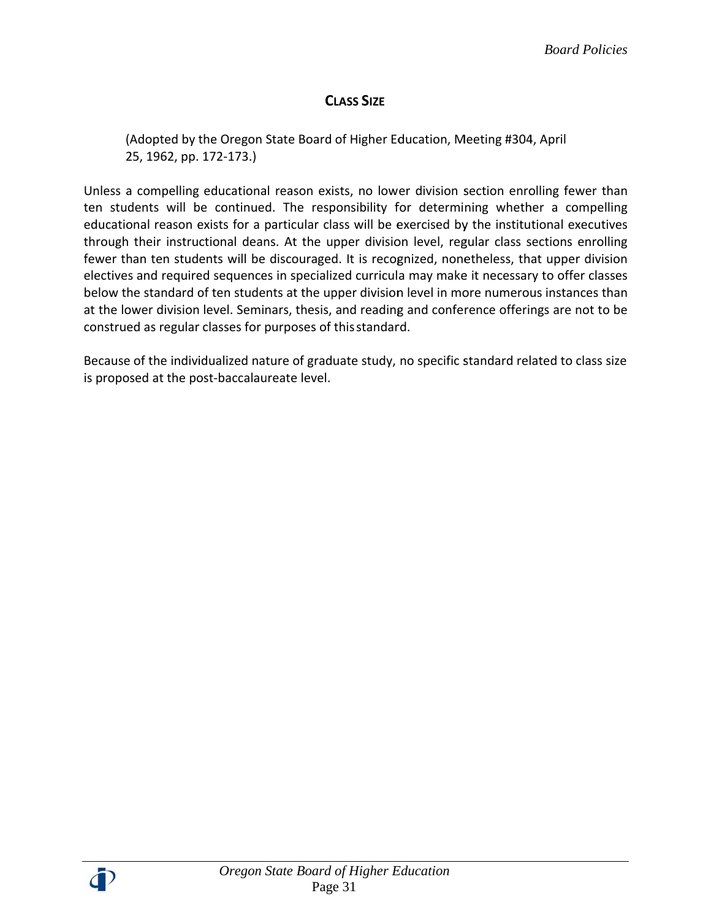## CLASS SIZE

(Adopted by the Oregon State Board of Higher Education, Meeting #304, April 25, 1962, pp. 172-173.)

Unless a compelling educational reason exists, no lower division section enrolling fewer than ten students will be continued. The responsibility for determining whether a compelling educational reason exists for a particular class will be exercised by the institutional executives through their instructional deans. At the upper division level, regular class sections enrolling fewer than ten students will be discouraged. It is recognized, nonetheless, that upper division electives and required sequences in specialized curricula may make it necessary to offer classes below the standard of ten students at the upper division level in more numerous instances than at the lower division level. Seminars, thesis, and reading and conference offerings are not to be construed as regular classes for purposes of this standard.

Because of the individualized nature of graduate study, no specific standard related to class size is proposed at the post-baccalaureate level.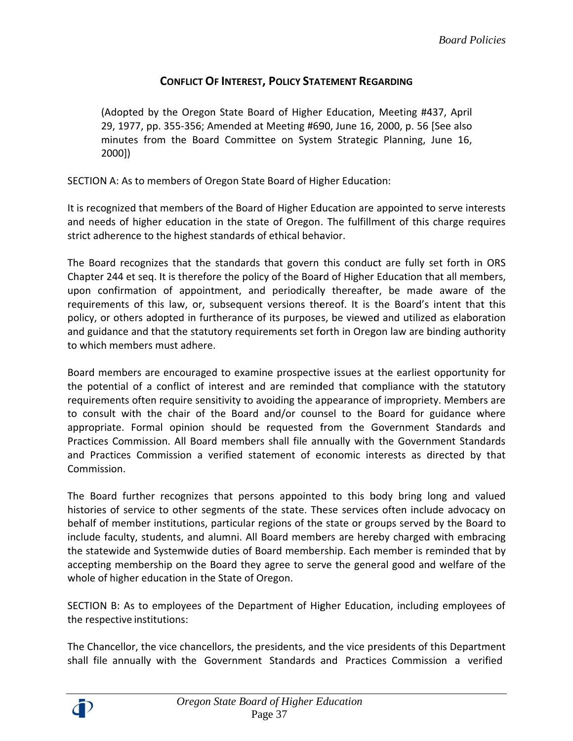## CONFLICT OF INTEREST, POLICY STATEMENT REGARDING

(Adopted by the Oregon State Board of Higher Education, Meeting #437, April 29, 1977, pp. 355-356; Amended at Meeting #690, June 16, 2000, p. 56 [See also minutes from the Board Committee on System Strategic Planning, June 16, 2000])

SECTION A: As to members of Oregon State Board of Higher Education:

It is recognized that members of the Board of Higher Education are appointed to serve interests and needs of higher education in the state of Oregon. The fulfillment of this charge requires strict adherence to the highest standards of ethical behavior.

The Board recognizes that the standards that govern this conduct are fully set forth in ORS Chapter 244 et seq. It is therefore the policy of the Board of Higher Education that all members, upon confirmation of appointment, and periodically thereafter, be made aware of the requirements of this law, or, subsequent versions thereof. It is the Board's intent that this policy, or others adopted in furtherance of its purposes, be viewed and utilized as elaboration and guidance and that the statutory requirements set forth in Oregon law are binding authority to which members must adhere.

Board members are encouraged to examine prospective issues at the earliest opportunity for the potential of a conflict of interest and are reminded that compliance with the statutory requirements often require sensitivity to avoiding the appearance of impropriety. Members are to consult with the chair of the Board and/or counsel to the Board for guidance where appropriate. Formal opinion should be requested from the Government Standards and Practices Commission. All Board members shall file annually with the Government Standards and Practices Commission a verified statement of economic interests as directed by that Commission.

The Board further recognizes that persons appointed to this body bring long and valued histories of service to other segments of the state. These services often include advocacy on behalf of member institutions, particular regions of the state or groups served by the Board to include faculty, students, and alumni. All Board members are hereby charged with embracing the statewide and Systemwide duties of Board membership. Each member is reminded that by accepting membership on the Board they agree to serve the general good and welfare of the whole of higher education in the State of Oregon.

SECTION B: As to employees of the Department of Higher Education, including employees of the respective institutions:

The Chancellor, the vice chancellors, the presidents, and the vice presidents of this Department shall file annually with the Government Standards and Practices Commission a verified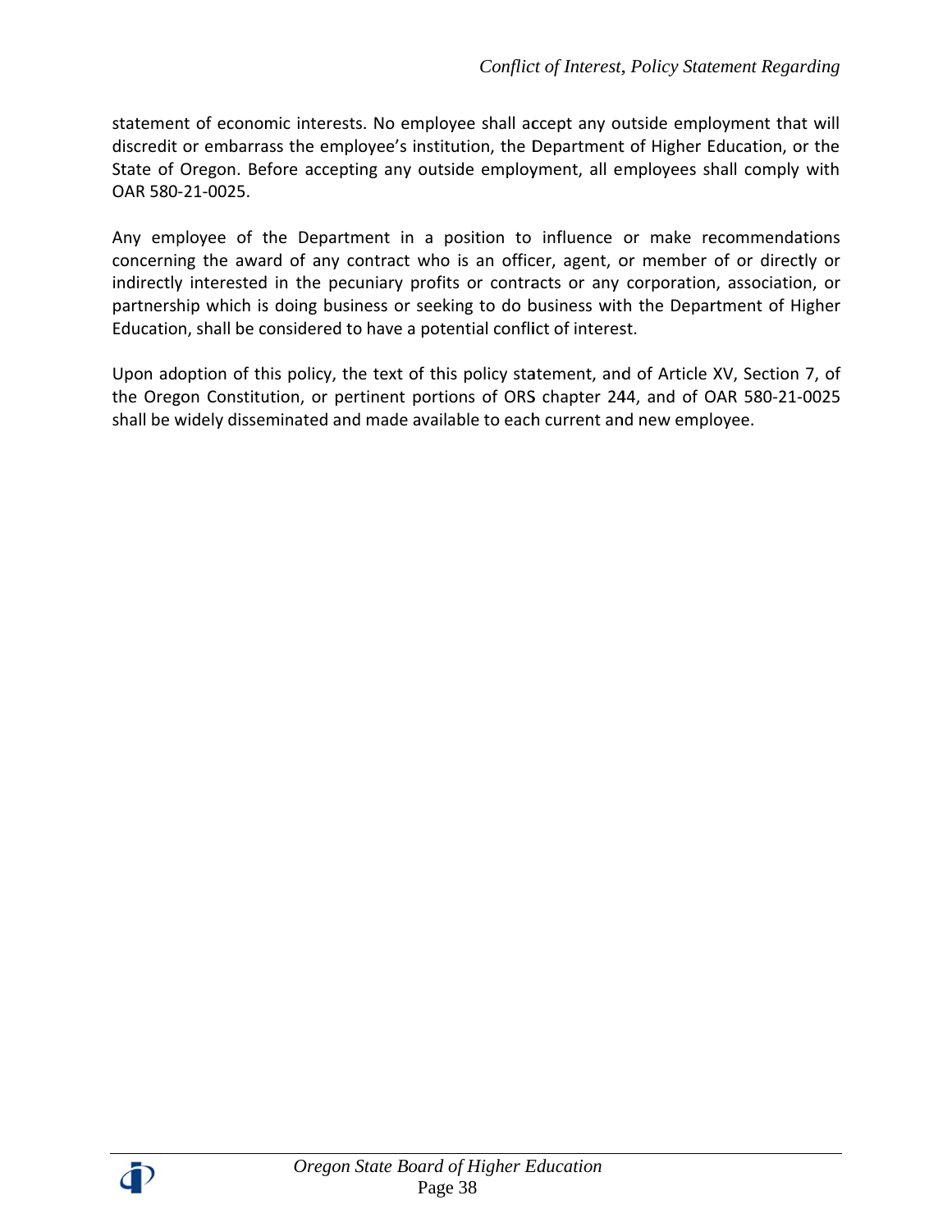statement of economic interests. No employee shall accept any outside employment that will discredit or embarrass the employee's institution, the Department of Higher Education, or the State of Oregon. Before accepting any outside employment, all employees shall comply with OAR 580-21-0025.

Any employee of the Department in a position to influence or make recommendations concerning the award of any contract who is an officer, agent, or member of or directly or indirectly interested in the pecuniary profits or contracts or any corporation, association, or partnership which is doing business or seeking to do business with the Department of Higher Education, shall be considered to have a potential conflict of interest.

Upon adoption of this policy, the text of this policy statement, and of Article XV, Section 7, of the Oregon Constitution, or pertinent portions of ORS chapter 244, and of OAR 580-21-0025 shall be widely disseminated and made available to each current and new employee.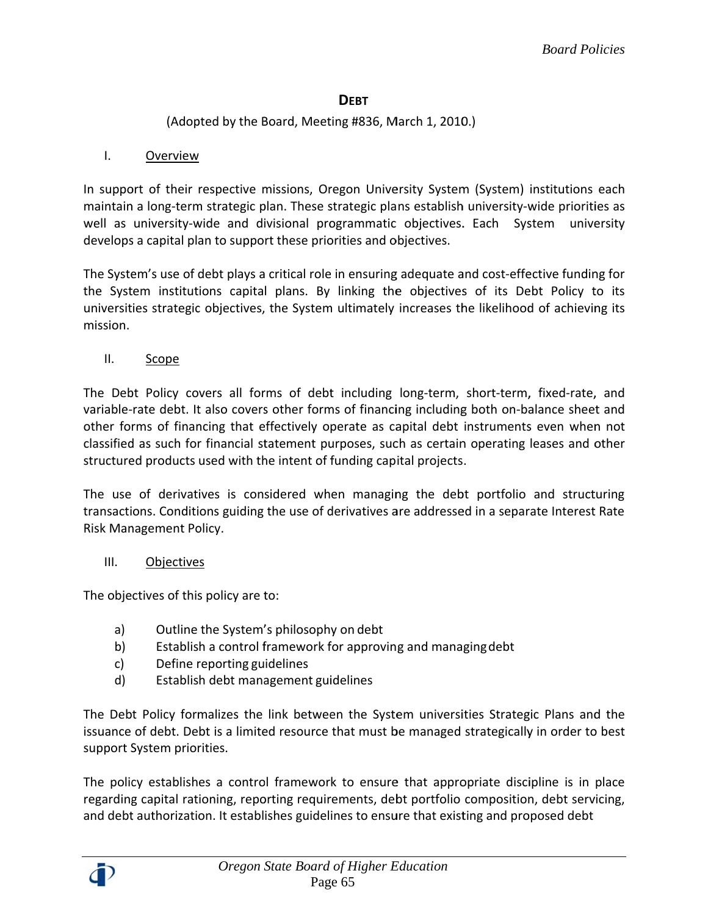## DEBT

(Adopted by the Board, Meeting #836, March 1, 2010.)

### I. Overview

In support of their respective missions, Oregon University System (System) institutions each maintain a long-term strategic plan. These strategic plans establish university-wide priorities as well as university-wide and divisional programmatic objectives. Each System university develops a capital plan to support these priorities and objectives.

The System's use of debt plays a critical role in ensuring adequate and cost-effective funding for the System institutions capital plans. By linking the objectives of its Debt Policy to its universities strategic objectives, the System ultimately increases the likelihood of achieving its mission.

### II. Scope

The Debt Policy covers all forms of debt including long-term, short-term, fixed-rate, and variable-rate debt. It also covers other forms of financing including both on-balance sheet and other forms of financing that effectively operate as capital debt instruments even when not classified as such for financial statement purposes, such as certain operating leases and other structured products used with the intent of funding capital projects.

The use of derivatives is considered when managing the debt portfolio and structuring transactions. Conditions guiding the use of derivatives are addressed in a separate Interest Rate Risk Management Policy.

### III. Objectives

The objectives of this policy are to:

a) Outline the System's philosophy on debt
b) Establish a control framework for approving and managing debt
c) Define reporting guidelines
d) Establish debt management guidelines

The Debt Policy formalizes the link between the System universities Strategic Plans and the issuance of debt. Debt is a limited resource that must be managed strategically in order to best support System priorities.

The policy establishes a control framework to ensure that appropriate discipline is in place regarding capital rationing, reporting requirements, debt portfolio composition, debt servicing, and debt authorization. It establishes guidelines to ensure that existing and proposed debt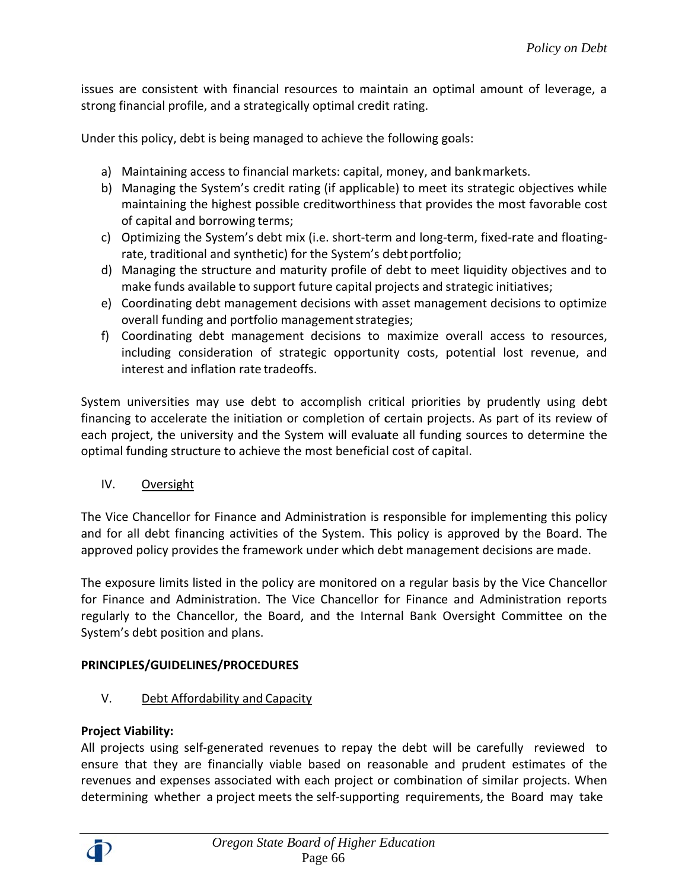issues are consistent with financial resources to maintain an optimal amount of leverage, a strong financial profile, and a strategically optimal credit rating.

Under this policy, debt is being managed to achieve the following goals:

a) Maintaining access to financial markets: capital, money, and bank markets.
b) Managing the System's credit rating (if applicable) to meet its strategic objectives while maintaining the highest possible creditworthiness that provides the most favorable cost of capital and borrowing terms;
c) Optimizing the System's debt mix (i.e. short-term and long-term, fixed-rate and floating-rate, traditional and synthetic) for the System's debt portfolio;
d) Managing the structure and maturity profile of debt to meet liquidity objectives and to make funds available to support future capital projects and strategic initiatives;
e) Coordinating debt management decisions with asset management decisions to optimize overall funding and portfolio management strategies;
f) Coordinating debt management decisions to maximize overall access to resources, including consideration of strategic opportunity costs, potential lost revenue, and interest and inflation rate tradeoffs.

System universities may use debt to accomplish critical priorities by prudently using debt financing to accelerate the initiation or completion of certain projects. As part of its review of each project, the university and the System will evaluate all funding sources to determine the optimal funding structure to achieve the most beneficial cost of capital.

## IV. Oversight

The Vice Chancellor for Finance and Administration is responsible for implementing this policy and for all debt financing activities of the System. This policy is approved by the Board. The approved policy provides the framework under which debt management decisions are made.

The exposure limits listed in the policy are monitored on a regular basis by the Vice Chancellor for Finance and Administration. The Vice Chancellor for Finance and Administration reports regularly to the Chancellor, the Board, and the Internal Bank Oversight Committee on the System's debt position and plans.

## PRINCIPLES/GUIDELINES/PROCEDURES

## V. Debt Affordability and Capacity

**Project Viability:**
All projects using self-generated revenues to repay the debt will be carefully reviewed to ensure that they are financially viable based on reasonable and prudent estimates of the revenues and expenses associated with each project or combination of similar projects. When determining whether a project meets the self-supporting requirements, the Board may take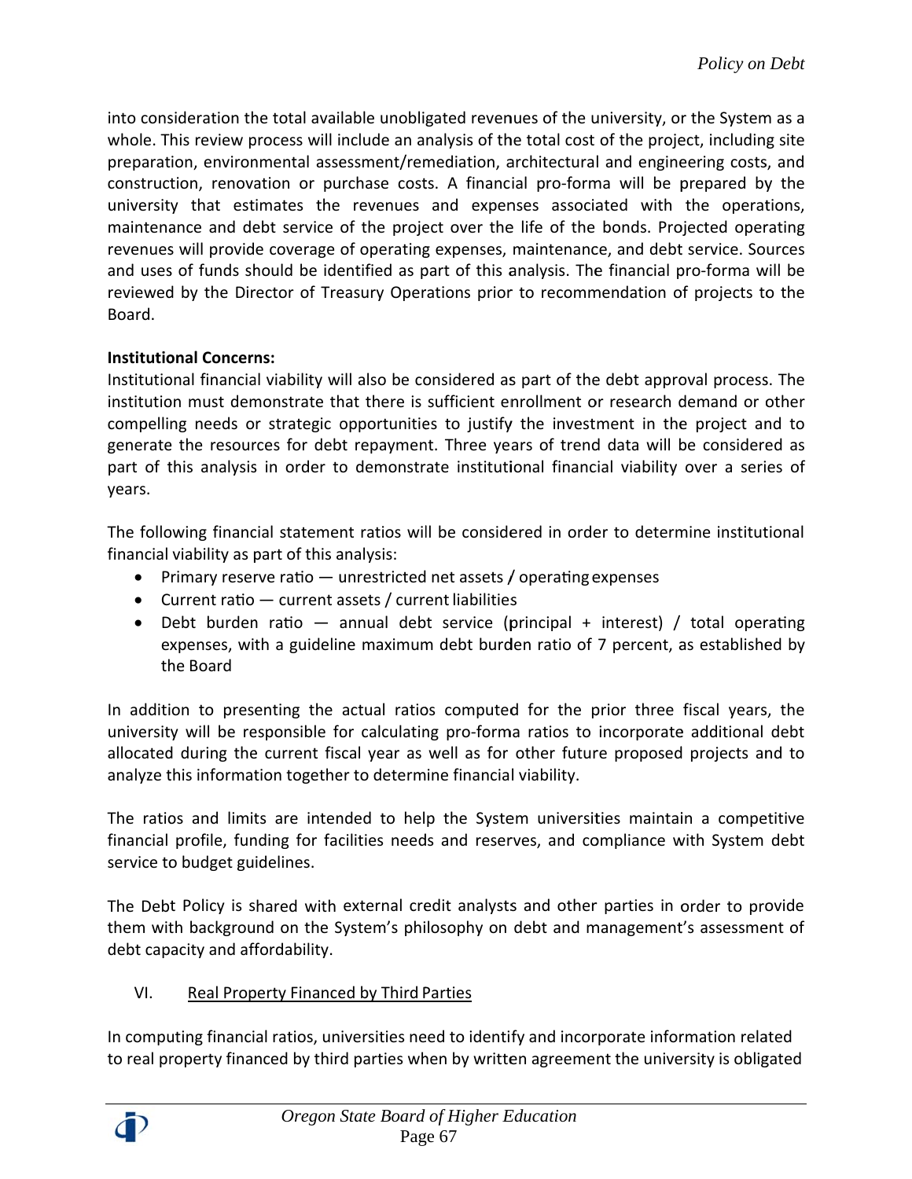into consideration the total available unobligated revenues of the university, or the System as a whole. This review process will include an analysis of the total cost of the project, including site preparation, environmental assessment/remediation, architectural and engineering costs, and construction, renovation or purchase costs. A financial pro-forma will be prepared by the university that estimates the revenues and expenses associated with the operations, maintenance and debt service of the project over the life of the bonds. Projected operating revenues will provide coverage of operating expenses, maintenance, and debt service. Sources and uses of funds should be identified as part of this analysis. The financial pro-forma will be reviewed by the Director of Treasury Operations prior to recommendation of projects to the Board.

**Institutional Concerns:**
Institutional financial viability will also be considered as part of the debt approval process. The institution must demonstrate that there is sufficient enrollment or research demand or other compelling needs or strategic opportunities to justify the investment in the project and to generate the resources for debt repayment. Three years of trend data will be considered as part of this analysis in order to demonstrate institutional financial viability over a series of years.

The following financial statement ratios will be considered in order to determine institutional financial viability as part of this analysis:

- Primary reserve ratio — unrestricted net assets / operating expenses
- Current ratio — current assets / current liabilities
- Debt burden ratio — annual debt service (principal + interest) / total operating expenses, with a guideline maximum debt burden ratio of 7 percent, as established by the Board

In addition to presenting the actual ratios computed for the prior three fiscal years, the university will be responsible for calculating pro-forma ratios to incorporate additional debt allocated during the current fiscal year as well as for other future proposed projects and to analyze this information together to determine financial viability.

The ratios and limits are intended to help the System universities maintain a competitive financial profile, funding for facilities needs and reserves, and compliance with System debt service to budget guidelines.

The Debt Policy is shared with external credit analysts and other parties in order to provide them with background on the System's philosophy on debt and management's assessment of debt capacity and affordability.

## VI. Real Property Financed by Third Parties

In computing financial ratios, universities need to identify and incorporate information related to real property financed by third parties when by written agreement the university is obligated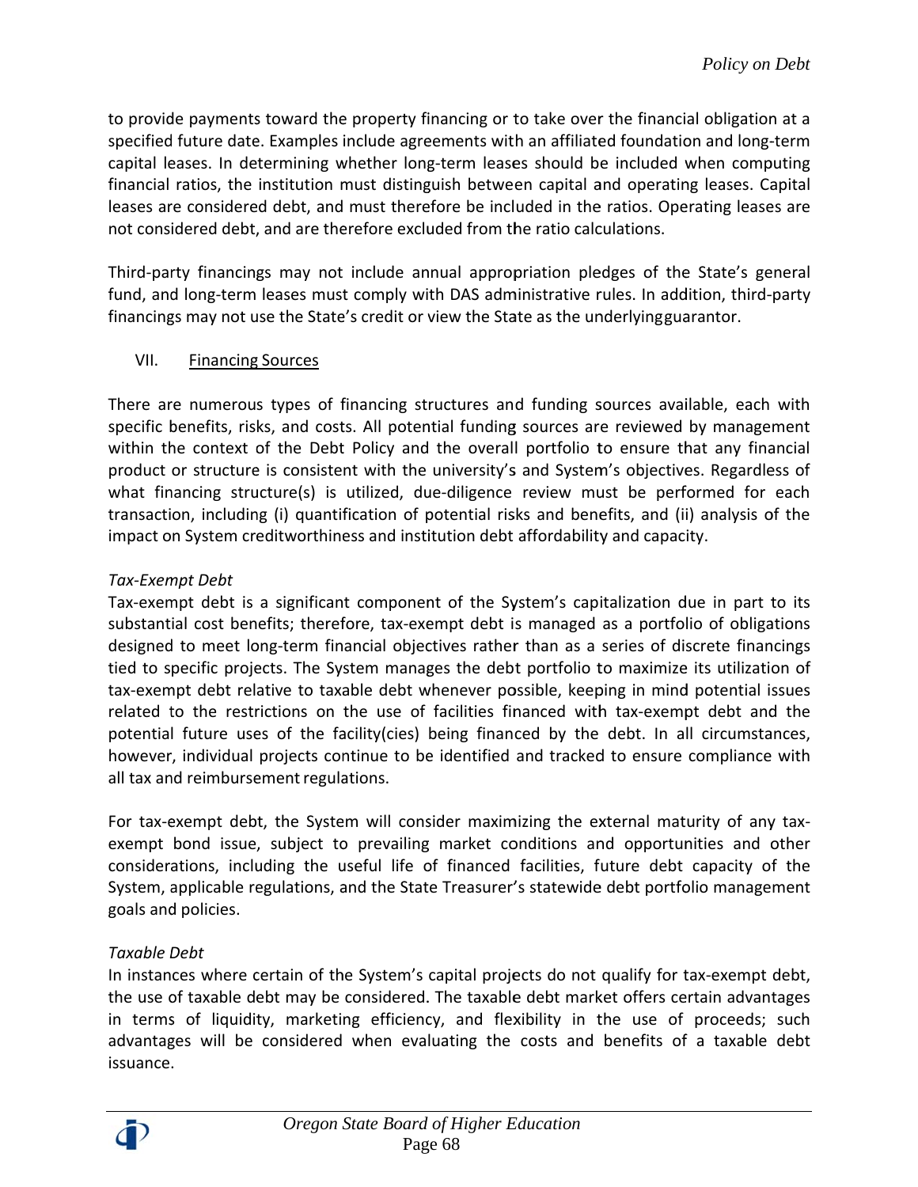to provide payments toward the property financing or to take over the financial obligation at a specified future date. Examples include agreements with an affiliated foundation and long-term capital leases. In determining whether long-term leases should be included when computing financial ratios, the institution must distinguish between capital and operating leases. Capital leases are considered debt, and must therefore be included in the ratios. Operating leases are not considered debt, and are therefore excluded from the ratio calculations.

Third-party financings may not include annual appropriation pledges of the State's general fund, and long-term leases must comply with DAS administrative rules. In addition, third-party financings may not use the State's credit or view the State as the underlying guarantor.

## VII. Financing Sources

There are numerous types of financing structures and funding sources available, each with specific benefits, risks, and costs. All potential funding sources are reviewed by management within the context of the Debt Policy and the overall portfolio to ensure that any financial product or structure is consistent with the university's and System's objectives. Regardless of what financing structure(s) is utilized, due-diligence review must be performed for each transaction, including (i) quantification of potential risks and benefits, and (ii) analysis of the impact on System creditworthiness and institution debt affordability and capacity.

*Tax-Exempt Debt*

Tax-exempt debt is a significant component of the System's capitalization due in part to its substantial cost benefits; therefore, tax-exempt debt is managed as a portfolio of obligations designed to meet long-term financial objectives rather than as a series of discrete financings tied to specific projects. The System manages the debt portfolio to maximize its utilization of tax-exempt debt relative to taxable debt whenever possible, keeping in mind potential issues related to the restrictions on the use of facilities financed with tax-exempt debt and the potential future uses of the facility(cies) being financed by the debt. In all circumstances, however, individual projects continue to be identified and tracked to ensure compliance with all tax and reimbursement regulations.

For tax-exempt debt, the System will consider maximizing the external maturity of any tax-exempt bond issue, subject to prevailing market conditions and opportunities and other considerations, including the useful life of financed facilities, future debt capacity of the System, applicable regulations, and the State Treasurer's statewide debt portfolio management goals and policies.

*Taxable Debt*

In instances where certain of the System's capital projects do not qualify for tax-exempt debt, the use of taxable debt may be considered. The taxable debt market offers certain advantages in terms of liquidity, marketing efficiency, and flexibility in the use of proceeds; such advantages will be considered when evaluating the costs and benefits of a taxable debt issuance.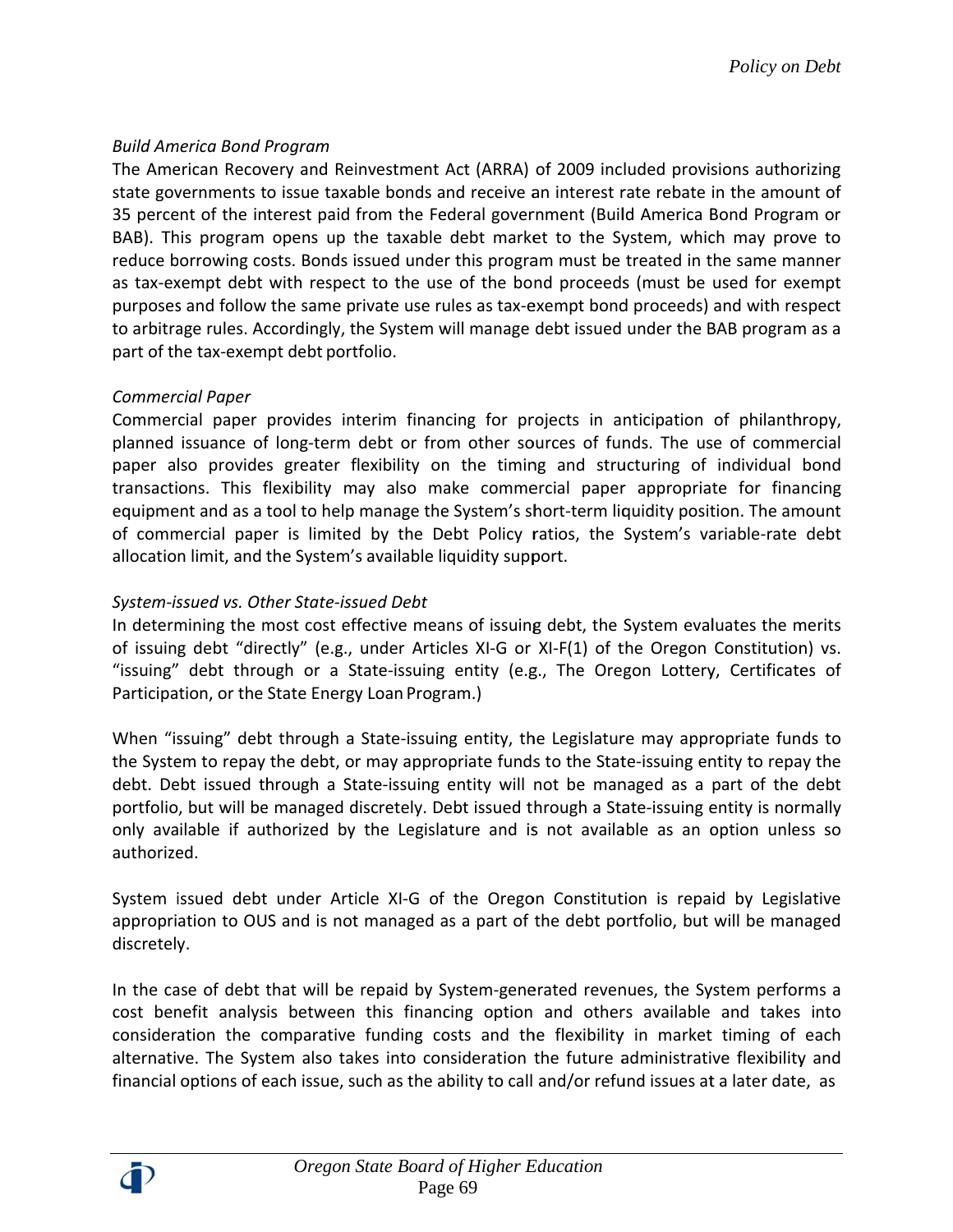*Build America Bond Program*

The American Recovery and Reinvestment Act (ARRA) of 2009 included provisions authorizing state governments to issue taxable bonds and receive an interest rate rebate in the amount of 35 percent of the interest paid from the Federal government (Build America Bond Program or BAB). This program opens up the taxable debt market to the System, which may prove to reduce borrowing costs. Bonds issued under this program must be treated in the same manner as tax-exempt debt with respect to the use of the bond proceeds (must be used for exempt purposes and follow the same private use rules as tax-exempt bond proceeds) and with respect to arbitrage rules. Accordingly, the System will manage debt issued under the BAB program as a part of the tax-exempt debt portfolio.

*Commercial Paper*

Commercial paper provides interim financing for projects in anticipation of philanthropy, planned issuance of long-term debt or from other sources of funds. The use of commercial paper also provides greater flexibility on the timing and structuring of individual bond transactions. This flexibility may also make commercial paper appropriate for financing equipment and as a tool to help manage the System's short-term liquidity position. The amount of commercial paper is limited by the Debt Policy ratios, the System's variable-rate debt allocation limit, and the System's available liquidity support.

*System-issued vs. Other State-issued Debt*

In determining the most cost effective means of issuing debt, the System evaluates the merits of issuing debt "directly" (e.g., under Articles XI-G or XI-F(1) of the Oregon Constitution) vs. "issuing" debt through or a State-issuing entity (e.g., The Oregon Lottery, Certificates of Participation, or the State Energy Loan Program.)

When "issuing" debt through a State-issuing entity, the Legislature may appropriate funds to the System to repay the debt, or may appropriate funds to the State-issuing entity to repay the debt. Debt issued through a State-issuing entity will not be managed as a part of the debt portfolio, but will be managed discretely. Debt issued through a State-issuing entity is normally only available if authorized by the Legislature and is not available as an option unless so authorized.

System issued debt under Article XI-G of the Oregon Constitution is repaid by Legislative appropriation to OUS and is not managed as a part of the debt portfolio, but will be managed discretely.

In the case of debt that will be repaid by System-generated revenues, the System performs a cost benefit analysis between this financing option and others available and takes into consideration the comparative funding costs and the flexibility in market timing of each alternative. The System also takes into consideration the future administrative flexibility and financial options of each issue, such as the ability to call and/or refund issues at a later date, as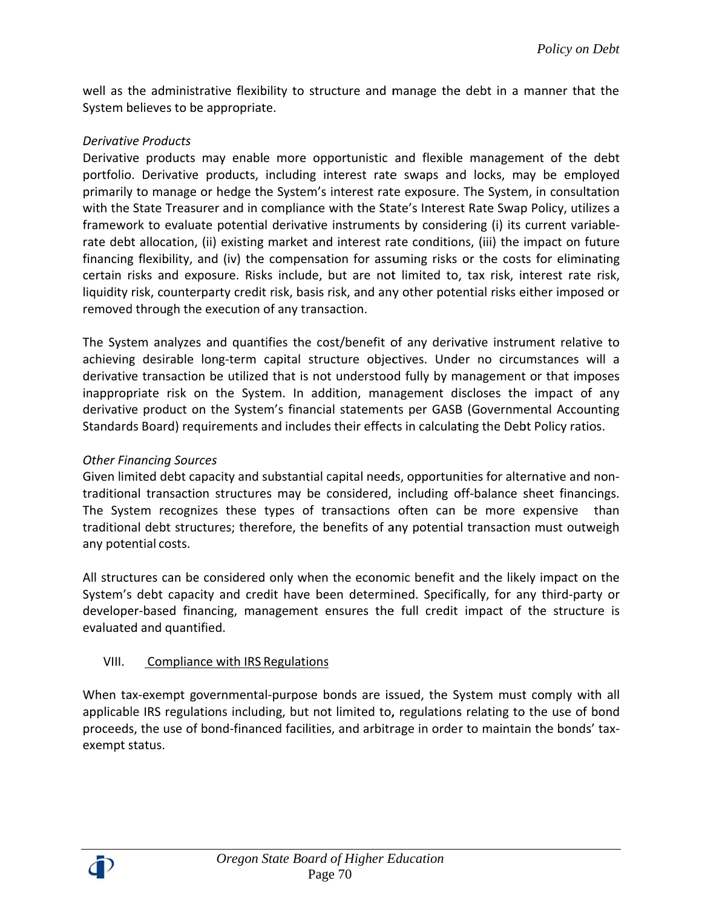well as the administrative flexibility to structure and manage the debt in a manner that the System believes to be appropriate.

*Derivative Products*

Derivative products may enable more opportunistic and flexible management of the debt portfolio. Derivative products, including interest rate swaps and locks, may be employed primarily to manage or hedge the System's interest rate exposure. The System, in consultation with the State Treasurer and in compliance with the State's Interest Rate Swap Policy, utilizes a framework to evaluate potential derivative instruments by considering (i) its current variable-rate debt allocation, (ii) existing market and interest rate conditions, (iii) the impact on future financing flexibility, and (iv) the compensation for assuming risks or the costs for eliminating certain risks and exposure. Risks include, but are not limited to, tax risk, interest rate risk, liquidity risk, counterparty credit risk, basis risk, and any other potential risks either imposed or removed through the execution of any transaction.

The System analyzes and quantifies the cost/benefit of any derivative instrument relative to achieving desirable long-term capital structure objectives. Under no circumstances will a derivative transaction be utilized that is not understood fully by management or that imposes inappropriate risk on the System. In addition, management discloses the impact of any derivative product on the System's financial statements per GASB (Governmental Accounting Standards Board) requirements and includes their effects in calculating the Debt Policy ratios.

*Other Financing Sources*

Given limited debt capacity and substantial capital needs, opportunities for alternative and non-traditional transaction structures may be considered, including off-balance sheet financings. The System recognizes these types of transactions often can be more expensive than traditional debt structures; therefore, the benefits of any potential transaction must outweigh any potential costs.

All structures can be considered only when the economic benefit and the likely impact on the System's debt capacity and credit have been determined. Specifically, for any third-party or developer-based financing, management ensures the full credit impact of the structure is evaluated and quantified.

## VIII. Compliance with IRS Regulations

When tax-exempt governmental-purpose bonds are issued, the System must comply with all applicable IRS regulations including, but not limited to, regulations relating to the use of bond proceeds, the use of bond-financed facilities, and arbitrage in order to maintain the bonds' tax-exempt status.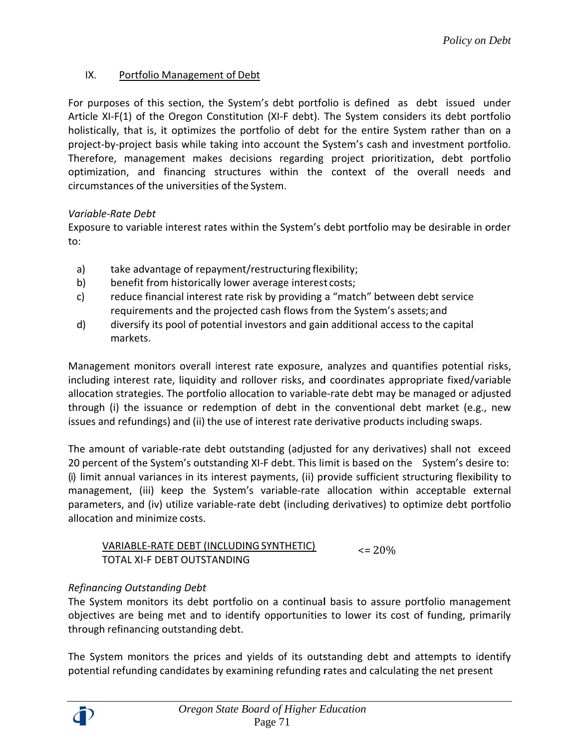## IX. Portfolio Management of Debt

For purposes of this section, the System's debt portfolio is defined as debt issued under Article XI-F(1) of the Oregon Constitution (XI-F debt). The System considers its debt portfolio holistically, that is, it optimizes the portfolio of debt for the entire System rather than on a project-by-project basis while taking into account the System's cash and investment portfolio. Therefore, management makes decisions regarding project prioritization, debt portfolio optimization, and financing structures within the context of the overall needs and circumstances of the universities of the System.

*Variable-Rate Debt*

Exposure to variable interest rates within the System's debt portfolio may be desirable in order to:

a) take advantage of repayment/restructuring flexibility;
b) benefit from historically lower average interest costs;
c) reduce financial interest rate risk by providing a "match" between debt service requirements and the projected cash flows from the System's assets; and
d) diversify its pool of potential investors and gain additional access to the capital markets.

Management monitors overall interest rate exposure, analyzes and quantifies potential risks, including interest rate, liquidity and rollover risks, and coordinates appropriate fixed/variable allocation strategies. The portfolio allocation to variable-rate debt may be managed or adjusted through (i) the issuance or redemption of debt in the conventional debt market (e.g., new issues and refundings) and (ii) the use of interest rate derivative products including swaps.

The amount of variable-rate debt outstanding (adjusted for any derivatives) shall not exceed 20 percent of the System's outstanding XI-F debt. This limit is based on the System's desire to: (i) limit annual variances in its interest payments, (ii) provide sufficient structuring flexibility to management, (iii) keep the System's variable-rate allocation within acceptable external parameters, and (iv) utilize variable-rate debt (including derivatives) to optimize debt portfolio allocation and minimize costs.

$$\frac{\text{VARIABLE-RATE DEBT (INCLUDING SYNTHETIC)}}{\text{TOTAL XI-F DEBT OUTSTANDING}} \leq 20\%$$

*Refinancing Outstanding Debt*

The System monitors its debt portfolio on a continual basis to assure portfolio management objectives are being met and to identify opportunities to lower its cost of funding, primarily through refinancing outstanding debt.

The System monitors the prices and yields of its outstanding debt and attempts to identify potential refunding candidates by examining refunding rates and calculating the net present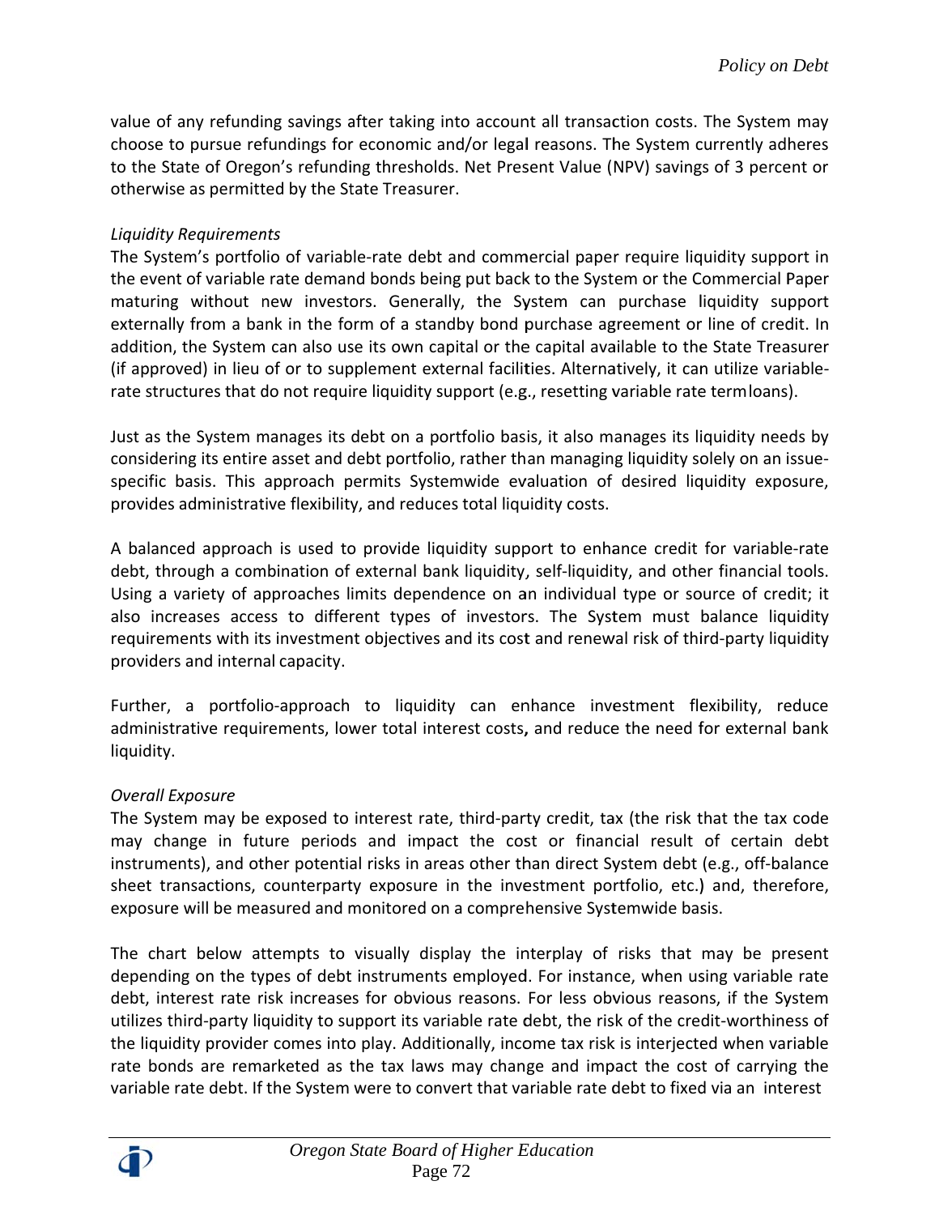value of any refunding savings after taking into account all transaction costs. The System may choose to pursue refundings for economic and/or legal reasons. The System currently adheres to the State of Oregon's refunding thresholds. Net Present Value (NPV) savings of 3 percent or otherwise as permitted by the State Treasurer.

*Liquidity Requirements*

The System's portfolio of variable-rate debt and commercial paper require liquidity support in the event of variable rate demand bonds being put back to the System or the Commercial Paper maturing without new investors. Generally, the System can purchase liquidity support externally from a bank in the form of a standby bond purchase agreement or line of credit. In addition, the System can also use its own capital or the capital available to the State Treasurer (if approved) in lieu of or to supplement external facilities. Alternatively, it can utilize variable-rate structures that do not require liquidity support (e.g., resetting variable rate termloans).

Just as the System manages its debt on a portfolio basis, it also manages its liquidity needs by considering its entire asset and debt portfolio, rather than managing liquidity solely on an issue-specific basis. This approach permits Systemwide evaluation of desired liquidity exposure, provides administrative flexibility, and reduces total liquidity costs.

A balanced approach is used to provide liquidity support to enhance credit for variable-rate debt, through a combination of external bank liquidity, self-liquidity, and other financial tools. Using a variety of approaches limits dependence on an individual type or source of credit; it also increases access to different types of investors. The System must balance liquidity requirements with its investment objectives and its cost and renewal risk of third-party liquidity providers and internal capacity.

Further, a portfolio-approach to liquidity can enhance investment flexibility, reduce administrative requirements, lower total interest costs, and reduce the need for external bank liquidity.

*Overall Exposure*

The System may be exposed to interest rate, third-party credit, tax (the risk that the tax code may change in future periods and impact the cost or financial result of certain debt instruments), and other potential risks in areas other than direct System debt (e.g., off-balance sheet transactions, counterparty exposure in the investment portfolio, etc.) and, therefore, exposure will be measured and monitored on a comprehensive Systemwide basis.

The chart below attempts to visually display the interplay of risks that may be present depending on the types of debt instruments employed. For instance, when using variable rate debt, interest rate risk increases for obvious reasons. For less obvious reasons, if the System utilizes third-party liquidity to support its variable rate debt, the risk of the credit-worthiness of the liquidity provider comes into play. Additionally, income tax risk is interjected when variable rate bonds are remarketed as the tax laws may change and impact the cost of carrying the variable rate debt. If the System were to convert that variable rate debt to fixed via an interest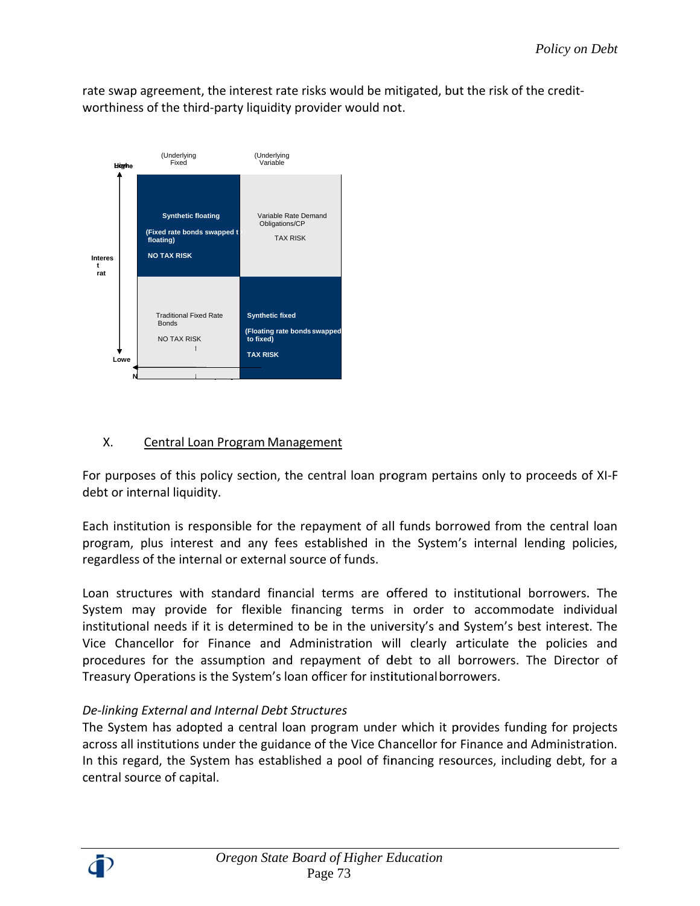rate swap agreement, the interest rate risks would be mitigated, but the risk of the credit-worthiness of the third-party liquidity provider would not.

| Interest rate | (Underlying Fixed | (Underlying Variable |
|---|---|---|
| Higher | **Synthetic floating** **(Fixed rate bonds swapped t floating)** **NO TAX RISK** | Variable Rate Demand Obligations/CP TAX RISK |
| Lower | Traditional Fixed Rate Bonds NO TAX RISK | **Synthetic fixed** **(Floating rate bonds swapped to fixed)** **TAX RISK** |

X. <u>Central Loan Program Management</u>

For purposes of this policy section, the central loan program pertains only to proceeds of XI-F debt or internal liquidity.

Each institution is responsible for the repayment of all funds borrowed from the central loan program, plus interest and any fees established in the System's internal lending policies, regardless of the internal or external source of funds.

Loan structures with standard financial terms are offered to institutional borrowers. The System may provide for flexible financing terms in order to accommodate individual institutional needs if it is determined to be in the university's and System's best interest. The Vice Chancellor for Finance and Administration will clearly articulate the policies and procedures for the assumption and repayment of debt to all borrowers. The Director of Treasury Operations is the System's loan officer for institutional borrowers.

*De-linking External and Internal Debt Structures*

The System has adopted a central loan program under which it provides funding for projects across all institutions under the guidance of the Vice Chancellor for Finance and Administration. In this regard, the System has established a pool of financing resources, including debt, for a central source of capital.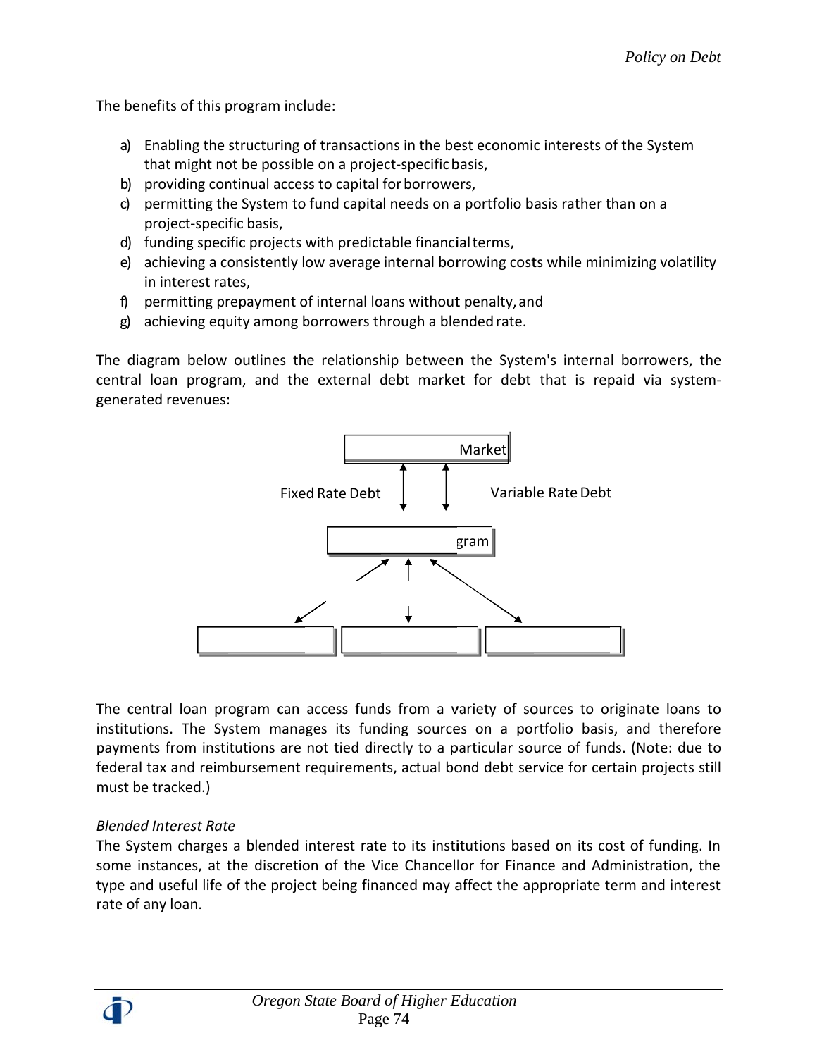The benefits of this program include:

a) Enabling the structuring of transactions in the best economic interests of the System that might not be possible on a project-specific basis,
b) providing continual access to capital for borrowers,
c) permitting the System to fund capital needs on a portfolio basis rather than on a project-specific basis,
d) funding specific projects with predictable financial terms,
e) achieving a consistently low average internal borrowing costs while minimizing volatility in interest rates,
f) permitting prepayment of internal loans without penalty, and
g) achieving equity among borrowers through a blended rate.

The diagram below outlines the relationship between the System's internal borrowers, the central loan program, and the external debt market for debt that is repaid via system-generated revenues:

Market

Fixed Rate Debt

Variable Rate Debt

gram

The central loan program can access funds from a variety of sources to originate loans to institutions. The System manages its funding sources on a portfolio basis, and therefore payments from institutions are not tied directly to a particular source of funds. (Note: due to federal tax and reimbursement requirements, actual bond debt service for certain projects still must be tracked.)

*Blended Interest Rate*

The System charges a blended interest rate to its institutions based on its cost of funding. In some instances, at the discretion of the Vice Chancellor for Finance and Administration, the type and useful life of the project being financed may affect the appropriate term and interest rate of any loan.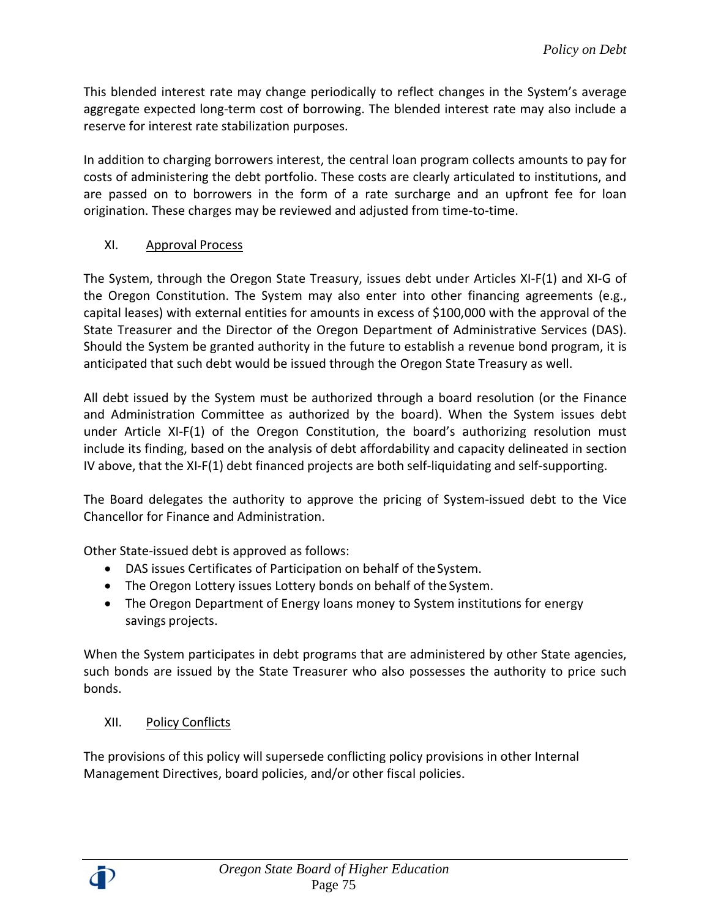This blended interest rate may change periodically to reflect changes in the System's average aggregate expected long-term cost of borrowing. The blended interest rate may also include a reserve for interest rate stabilization purposes.

In addition to charging borrowers interest, the central loan program collects amounts to pay for costs of administering the debt portfolio. These costs are clearly articulated to institutions, and are passed on to borrowers in the form of a rate surcharge and an upfront fee for loan origination. These charges may be reviewed and adjusted from time-to-time.

## XI. Approval Process

The System, through the Oregon State Treasury, issues debt under Articles XI-F(1) and XI-G of the Oregon Constitution. The System may also enter into other financing agreements (e.g., capital leases) with external entities for amounts in excess of $100,000 with the approval of the State Treasurer and the Director of the Oregon Department of Administrative Services (DAS). Should the System be granted authority in the future to establish a revenue bond program, it is anticipated that such debt would be issued through the Oregon State Treasury as well.

All debt issued by the System must be authorized through a board resolution (or the Finance and Administration Committee as authorized by the board). When the System issues debt under Article XI-F(1) of the Oregon Constitution, the board's authorizing resolution must include its finding, based on the analysis of debt affordability and capacity delineated in section IV above, that the XI-F(1) debt financed projects are both self-liquidating and self-supporting.

The Board delegates the authority to approve the pricing of System-issued debt to the Vice Chancellor for Finance and Administration.

Other State-issued debt is approved as follows:

- DAS issues Certificates of Participation on behalf of the System.
- The Oregon Lottery issues Lottery bonds on behalf of the System.
- The Oregon Department of Energy loans money to System institutions for energy savings projects.

When the System participates in debt programs that are administered by other State agencies, such bonds are issued by the State Treasurer who also possesses the authority to price such bonds.

## XII. Policy Conflicts

The provisions of this policy will supersede conflicting policy provisions in other Internal Management Directives, board policies, and/or other fiscal policies.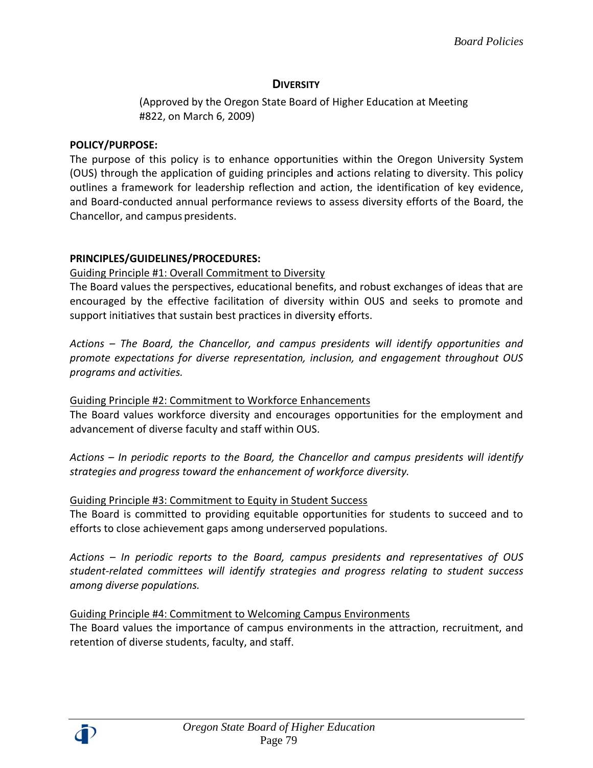## DIVERSITY

(Approved by the Oregon State Board of Higher Education at Meeting #822, on March 6, 2009)

**POLICY/PURPOSE:**

The purpose of this policy is to enhance opportunities within the Oregon University System (OUS) through the application of guiding principles and actions relating to diversity. This policy outlines a framework for leadership reflection and action, the identification of key evidence, and Board-conducted annual performance reviews to assess diversity efforts of the Board, the Chancellor, and campus presidents.

**PRINCIPLES/GUIDELINES/PROCEDURES:**

Guiding Principle #1: Overall Commitment to Diversity

The Board values the perspectives, educational benefits, and robust exchanges of ideas that are encouraged by the effective facilitation of diversity within OUS and seeks to promote and support initiatives that sustain best practices in diversity efforts.

*Actions – The Board, the Chancellor, and campus presidents will identify opportunities and promote expectations for diverse representation, inclusion, and engagement throughout OUS programs and activities.*

Guiding Principle #2: Commitment to Workforce Enhancements

The Board values workforce diversity and encourages opportunities for the employment and advancement of diverse faculty and staff within OUS.

*Actions – In periodic reports to the Board, the Chancellor and campus presidents will identify strategies and progress toward the enhancement of workforce diversity.*

Guiding Principle #3: Commitment to Equity in Student Success

The Board is committed to providing equitable opportunities for students to succeed and to efforts to close achievement gaps among underserved populations.

*Actions – In periodic reports to the Board, campus presidents and representatives of OUS student-related committees will identify strategies and progress relating to student success among diverse populations.*

Guiding Principle #4: Commitment to Welcoming Campus Environments

The Board values the importance of campus environments in the attraction, recruitment, and retention of diverse students, faculty, and staff.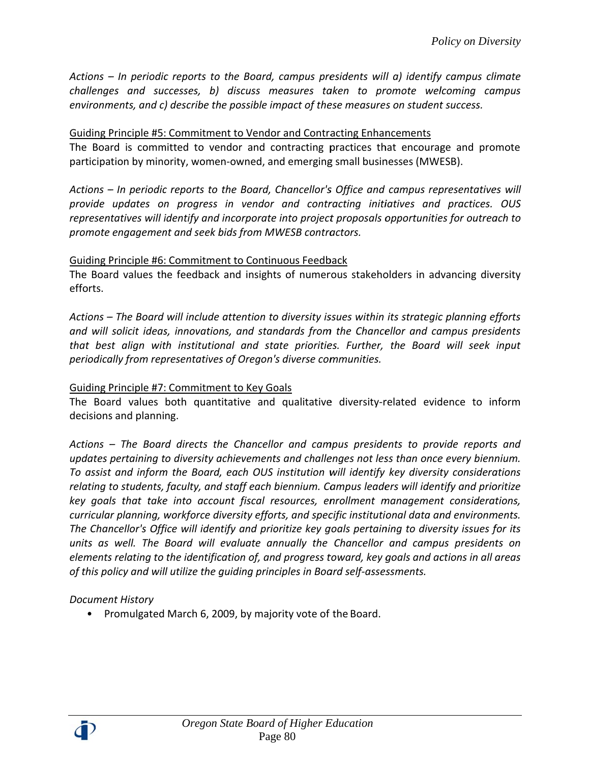*Actions – In periodic reports to the Board, campus presidents will a) identify campus climate challenges and successes, b) discuss measures taken to promote welcoming campus environments, and c) describe the possible impact of these measures on student success.*

Guiding Principle #5: Commitment to Vendor and Contracting Enhancements

The Board is committed to vendor and contracting practices that encourage and promote participation by minority, women-owned, and emerging small businesses (MWESB).

*Actions – In periodic reports to the Board, Chancellor's Office and campus representatives will provide updates on progress in vendor and contracting initiatives and practices. OUS representatives will identify and incorporate into project proposals opportunities for outreach to promote engagement and seek bids from MWESB contractors.*

Guiding Principle #6: Commitment to Continuous Feedback

The Board values the feedback and insights of numerous stakeholders in advancing diversity efforts.

*Actions – The Board will include attention to diversity issues within its strategic planning efforts and will solicit ideas, innovations, and standards from the Chancellor and campus presidents that best align with institutional and state priorities. Further, the Board will seek input periodically from representatives of Oregon's diverse communities.*

Guiding Principle #7: Commitment to Key Goals

The Board values both quantitative and qualitative diversity-related evidence to inform decisions and planning.

*Actions – The Board directs the Chancellor and campus presidents to provide reports and updates pertaining to diversity achievements and challenges not less than once every biennium. To assist and inform the Board, each OUS institution will identify key diversity considerations relating to students, faculty, and staff each biennium. Campus leaders will identify and prioritize key goals that take into account fiscal resources, enrollment management considerations, curricular planning, workforce diversity efforts, and specific institutional data and environments. The Chancellor's Office will identify and prioritize key goals pertaining to diversity issues for its units as well. The Board will evaluate annually the Chancellor and campus presidents on elements relating to the identification of, and progress toward, key goals and actions in all areas of this policy and will utilize the guiding principles in Board self-assessments.*

*Document History*

- Promulgated March 6, 2009, by majority vote of the Board.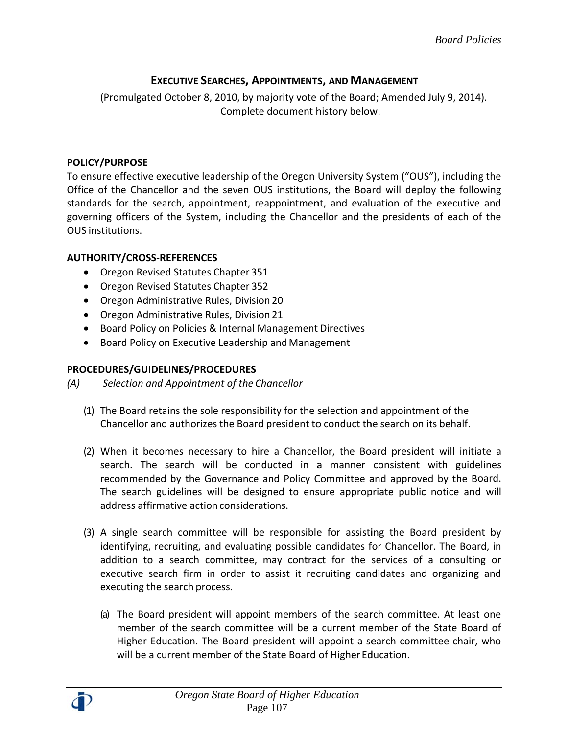## EXECUTIVE SEARCHES, APPOINTMENTS, AND MANAGEMENT

(Promulgated October 8, 2010, by majority vote of the Board; Amended July 9, 2014). Complete document history below.

**POLICY/PURPOSE**

To ensure effective executive leadership of the Oregon University System ("OUS"), including the Office of the Chancellor and the seven OUS institutions, the Board will deploy the following standards for the search, appointment, reappointment, and evaluation of the executive and governing officers of the System, including the Chancellor and the presidents of each of the OUS institutions.

**AUTHORITY/CROSS-REFERENCES**

- Oregon Revised Statutes Chapter 351
- Oregon Revised Statutes Chapter 352
- Oregon Administrative Rules, Division 20
- Oregon Administrative Rules, Division 21
- Board Policy on Policies & Internal Management Directives
- Board Policy on Executive Leadership and Management

**PROCEDURES/GUIDELINES/PROCEDURES**

*(A) Selection and Appointment of the Chancellor*

(1) The Board retains the sole responsibility for the selection and appointment of the Chancellor and authorizes the Board president to conduct the search on its behalf.

(2) When it becomes necessary to hire a Chancellor, the Board president will initiate a search. The search will be conducted in a manner consistent with guidelines recommended by the Governance and Policy Committee and approved by the Board. The search guidelines will be designed to ensure appropriate public notice and will address affirmative action considerations.

(3) A single search committee will be responsible for assisting the Board president by identifying, recruiting, and evaluating possible candidates for Chancellor. The Board, in addition to a search committee, may contract for the services of a consulting or executive search firm in order to assist it recruiting candidates and organizing and executing the search process.

(a) The Board president will appoint members of the search committee. At least one member of the search committee will be a current member of the State Board of Higher Education. The Board president will appoint a search committee chair, who will be a current member of the State Board of Higher Education.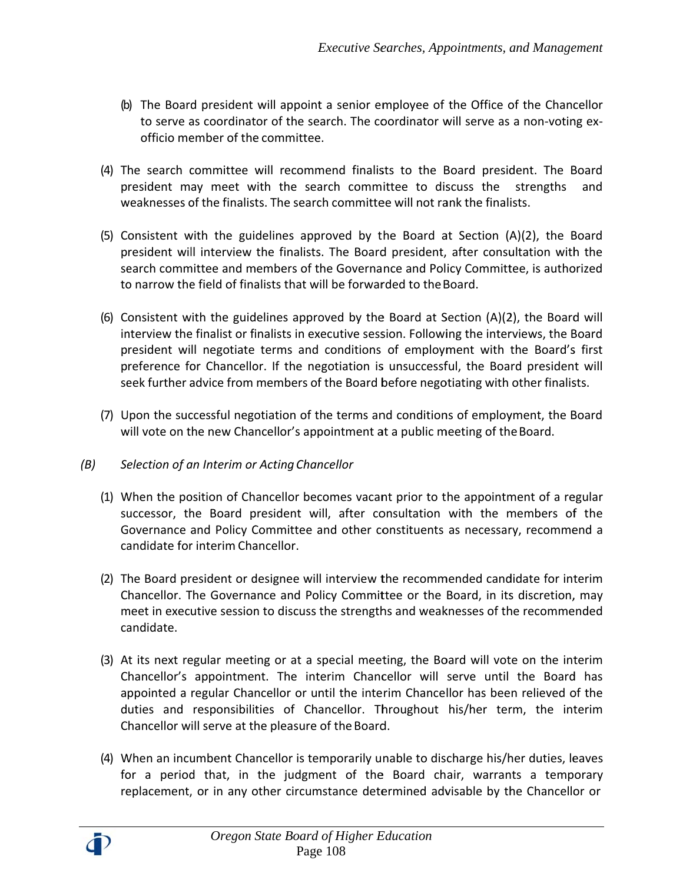(b) The Board president will appoint a senior employee of the Office of the Chancellor to serve as coordinator of the search. The coordinator will serve as a non-voting ex-officio member of the committee.

(4) The search committee will recommend finalists to the Board president. The Board president may meet with the search committee to discuss the strengths and weaknesses of the finalists. The search committee will not rank the finalists.

(5) Consistent with the guidelines approved by the Board at Section (A)(2), the Board president will interview the finalists. The Board president, after consultation with the search committee and members of the Governance and Policy Committee, is authorized to narrow the field of finalists that will be forwarded to the Board.

(6) Consistent with the guidelines approved by the Board at Section (A)(2), the Board will interview the finalist or finalists in executive session. Following the interviews, the Board president will negotiate terms and conditions of employment with the Board's first preference for Chancellor. If the negotiation is unsuccessful, the Board president will seek further advice from members of the Board before negotiating with other finalists.

(7) Upon the successful negotiation of the terms and conditions of employment, the Board will vote on the new Chancellor's appointment at a public meeting of the Board.

*(B) Selection of an Interim or Acting Chancellor*

(1) When the position of Chancellor becomes vacant prior to the appointment of a regular successor, the Board president will, after consultation with the members of the Governance and Policy Committee and other constituents as necessary, recommend a candidate for interim Chancellor.

(2) The Board president or designee will interview the recommended candidate for interim Chancellor. The Governance and Policy Committee or the Board, in its discretion, may meet in executive session to discuss the strengths and weaknesses of the recommended candidate.

(3) At its next regular meeting or at a special meeting, the Board will vote on the interim Chancellor's appointment. The interim Chancellor will serve until the Board has appointed a regular Chancellor or until the interim Chancellor has been relieved of the duties and responsibilities of Chancellor. Throughout his/her term, the interim Chancellor will serve at the pleasure of the Board.

(4) When an incumbent Chancellor is temporarily unable to discharge his/her duties, leaves for a period that, in the judgment of the Board chair, warrants a temporary replacement, or in any other circumstance determined advisable by the Chancellor or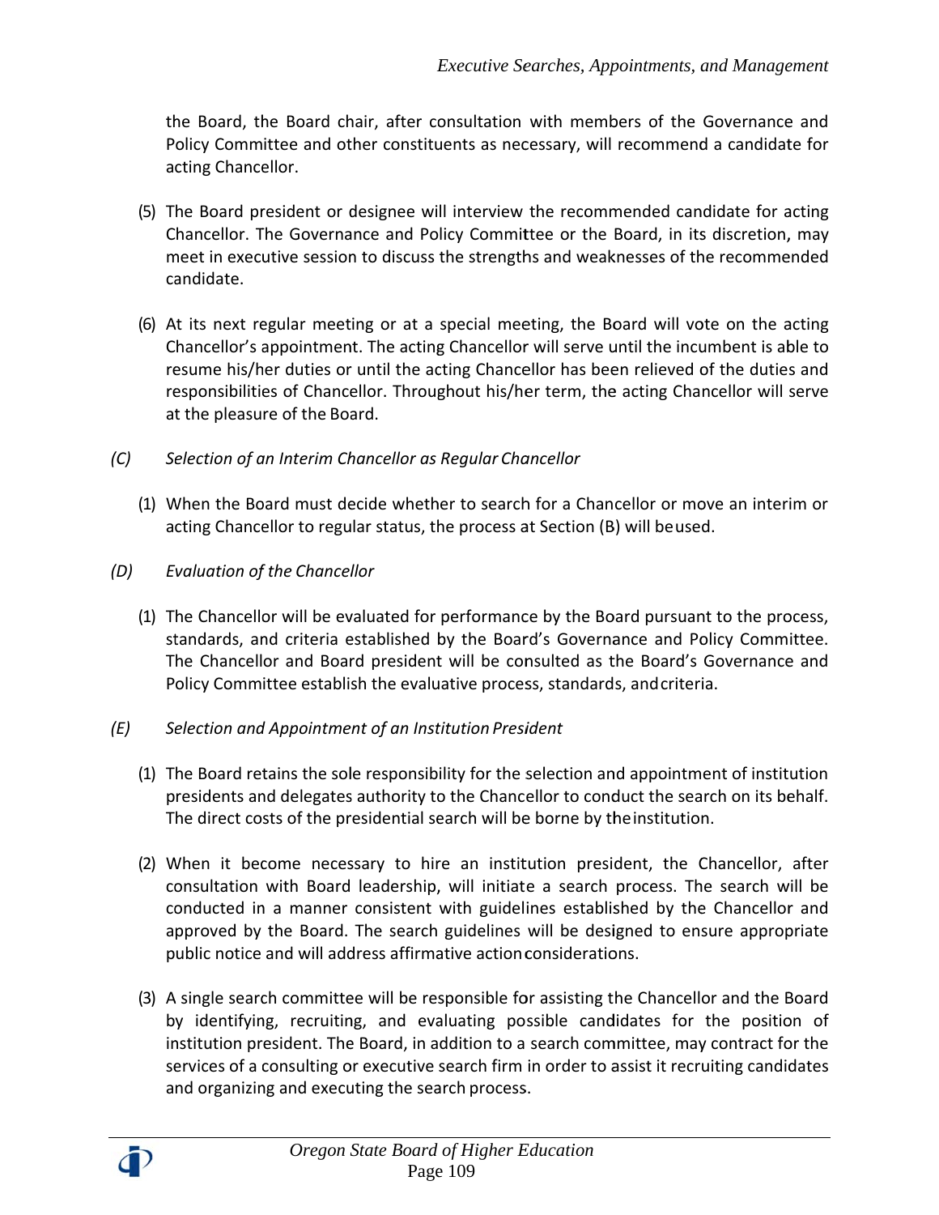the Board, the Board chair, after consultation with members of the Governance and Policy Committee and other constituents as necessary, will recommend a candidate for acting Chancellor.

(5) The Board president or designee will interview the recommended candidate for acting Chancellor. The Governance and Policy Committee or the Board, in its discretion, may meet in executive session to discuss the strengths and weaknesses of the recommended candidate.

(6) At its next regular meeting or at a special meeting, the Board will vote on the acting Chancellor's appointment. The acting Chancellor will serve until the incumbent is able to resume his/her duties or until the acting Chancellor has been relieved of the duties and responsibilities of Chancellor. Throughout his/her term, the acting Chancellor will serve at the pleasure of the Board.

*(C) Selection of an Interim Chancellor as Regular Chancellor*

(1) When the Board must decide whether to search for a Chancellor or move an interim or acting Chancellor to regular status, the process at Section (B) will be used.

*(D) Evaluation of the Chancellor*

(1) The Chancellor will be evaluated for performance by the Board pursuant to the process, standards, and criteria established by the Board's Governance and Policy Committee. The Chancellor and Board president will be consulted as the Board's Governance and Policy Committee establish the evaluative process, standards, and criteria.

*(E) Selection and Appointment of an Institution President*

(1) The Board retains the sole responsibility for the selection and appointment of institution presidents and delegates authority to the Chancellor to conduct the search on its behalf. The direct costs of the presidential search will be borne by the institution.

(2) When it become necessary to hire an institution president, the Chancellor, after consultation with Board leadership, will initiate a search process. The search will be conducted in a manner consistent with guidelines established by the Chancellor and approved by the Board. The search guidelines will be designed to ensure appropriate public notice and will address affirmative action considerations.

(3) A single search committee will be responsible for assisting the Chancellor and the Board by identifying, recruiting, and evaluating possible candidates for the position of institution president. The Board, in addition to a search committee, may contract for the services of a consulting or executive search firm in order to assist it recruiting candidates and organizing and executing the search process.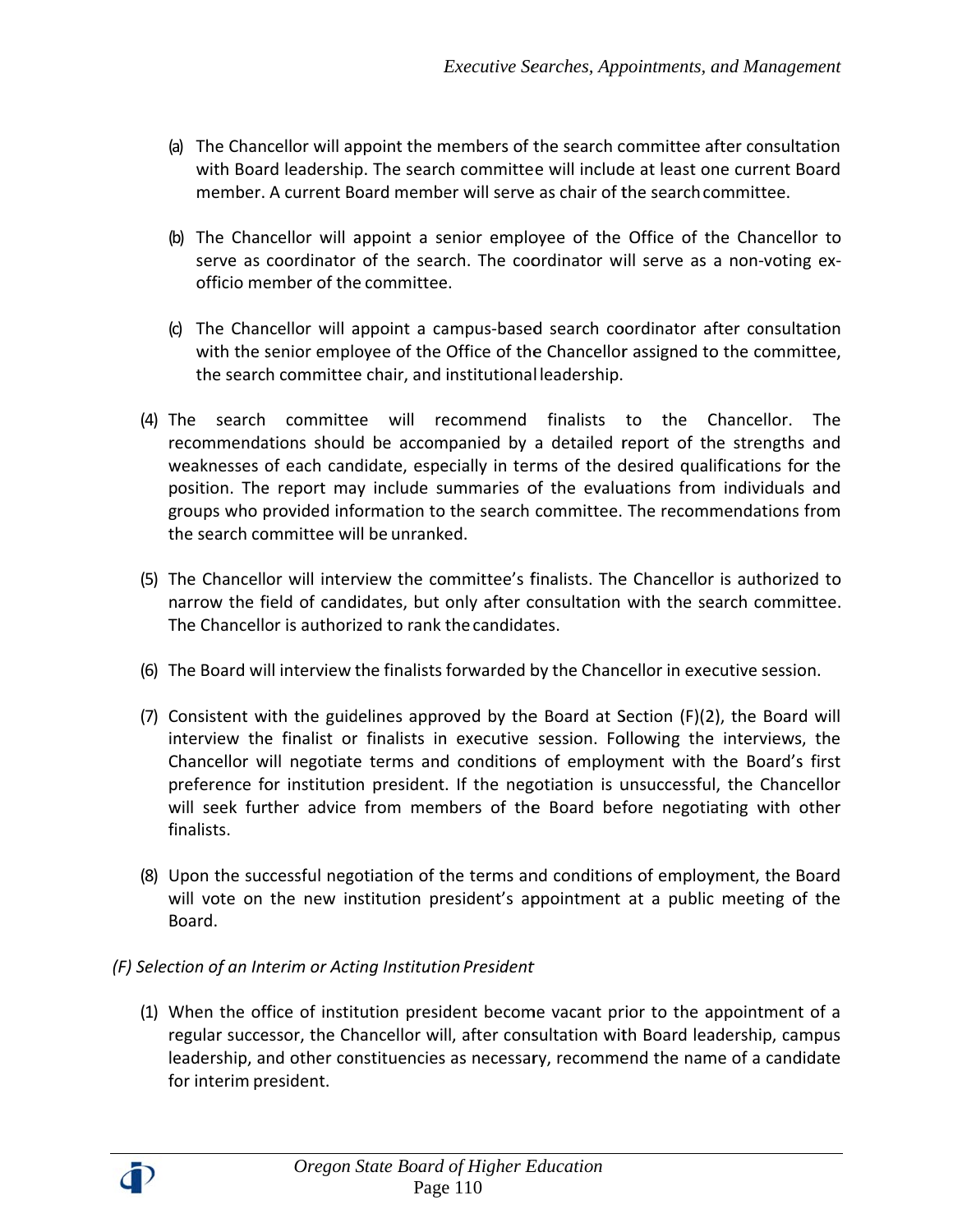(a) The Chancellor will appoint the members of the search committee after consultation with Board leadership. The search committee will include at least one current Board member. A current Board member will serve as chair of the search committee.

(b) The Chancellor will appoint a senior employee of the Office of the Chancellor to serve as coordinator of the search. The coordinator will serve as a non-voting ex-officio member of the committee.

(c) The Chancellor will appoint a campus-based search coordinator after consultation with the senior employee of the Office of the Chancellor assigned to the committee, the search committee chair, and institutional leadership.

(4) The search committee will recommend finalists to the Chancellor. The recommendations should be accompanied by a detailed report of the strengths and weaknesses of each candidate, especially in terms of the desired qualifications for the position. The report may include summaries of the evaluations from individuals and groups who provided information to the search committee. The recommendations from the search committee will be unranked.

(5) The Chancellor will interview the committee's finalists. The Chancellor is authorized to narrow the field of candidates, but only after consultation with the search committee. The Chancellor is authorized to rank the candidates.

(6) The Board will interview the finalists forwarded by the Chancellor in executive session.

(7) Consistent with the guidelines approved by the Board at Section (F)(2), the Board will interview the finalist or finalists in executive session. Following the interviews, the Chancellor will negotiate terms and conditions of employment with the Board's first preference for institution president. If the negotiation is unsuccessful, the Chancellor will seek further advice from members of the Board before negotiating with other finalists.

(8) Upon the successful negotiation of the terms and conditions of employment, the Board will vote on the new institution president's appointment at a public meeting of the Board.

*(F) Selection of an Interim or Acting Institution President*

(1) When the office of institution president become vacant prior to the appointment of a regular successor, the Chancellor will, after consultation with Board leadership, campus leadership, and other constituencies as necessary, recommend the name of a candidate for interim president.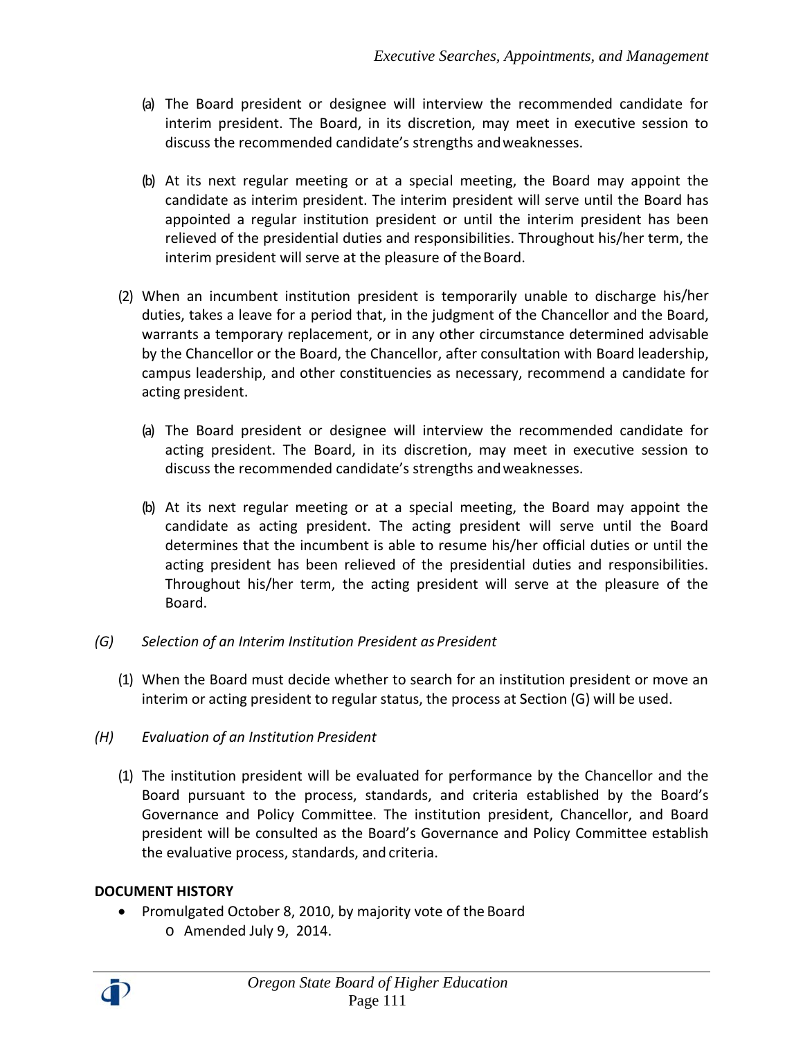(a) The Board president or designee will interview the recommended candidate for interim president. The Board, in its discretion, may meet in executive session to discuss the recommended candidate's strengths and weaknesses.

(b) At its next regular meeting or at a special meeting, the Board may appoint the candidate as interim president. The interim president will serve until the Board has appointed a regular institution president or until the interim president has been relieved of the presidential duties and responsibilities. Throughout his/her term, the interim president will serve at the pleasure of the Board.

(2) When an incumbent institution president is temporarily unable to discharge his/her duties, takes a leave for a period that, in the judgment of the Chancellor and the Board, warrants a temporary replacement, or in any other circumstance determined advisable by the Chancellor or the Board, the Chancellor, after consultation with Board leadership, campus leadership, and other constituencies as necessary, recommend a candidate for acting president.

(a) The Board president or designee will interview the recommended candidate for acting president. The Board, in its discretion, may meet in executive session to discuss the recommended candidate's strengths and weaknesses.

(b) At its next regular meeting or at a special meeting, the Board may appoint the candidate as acting president. The acting president will serve until the Board determines that the incumbent is able to resume his/her official duties or until the acting president has been relieved of the presidential duties and responsibilities. Throughout his/her term, the acting president will serve at the pleasure of the Board.

*(G) Selection of an Interim Institution President as President*

(1) When the Board must decide whether to search for an institution president or move an interim or acting president to regular status, the process at Section (G) will be used.

*(H) Evaluation of an Institution President*

(1) The institution president will be evaluated for performance by the Chancellor and the Board pursuant to the process, standards, and criteria established by the Board's Governance and Policy Committee. The institution president, Chancellor, and Board president will be consulted as the Board's Governance and Policy Committee establish the evaluative process, standards, and criteria.

**DOCUMENT HISTORY**

- Promulgated October 8, 2010, by majority vote of the Board
  - Amended July 9, 2014.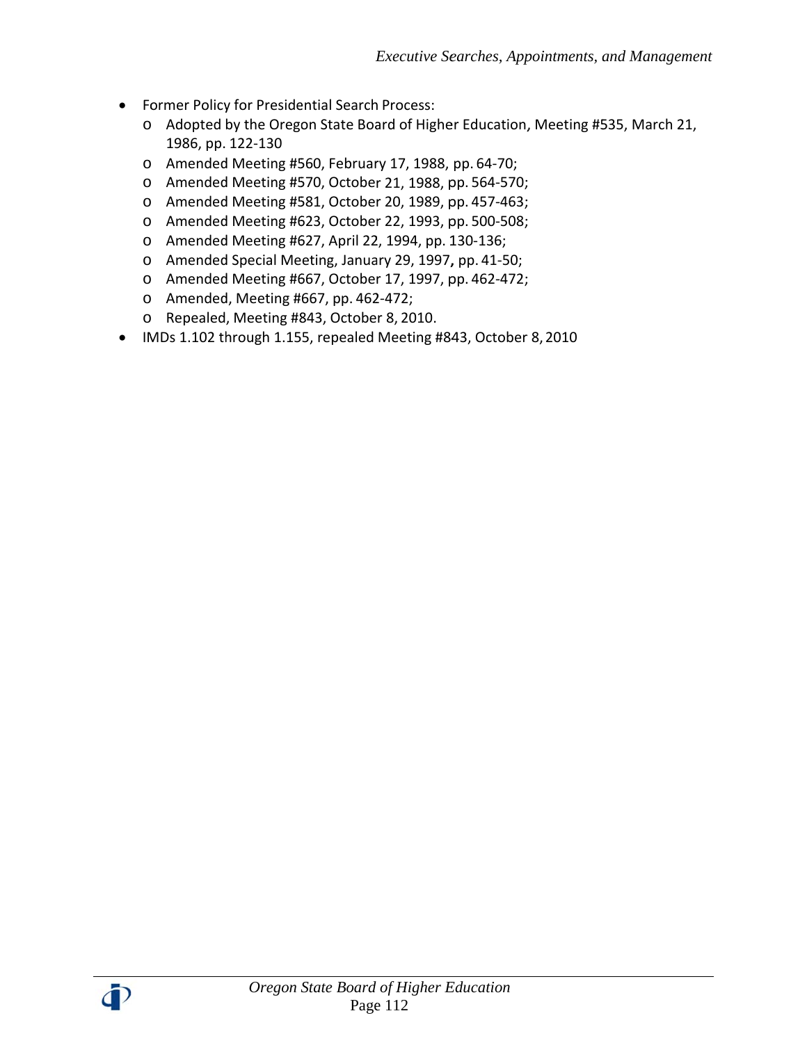- Former Policy for Presidential Search Process:
  - Adopted by the Oregon State Board of Higher Education, Meeting #535, March 21, 1986, pp. 122-130
  - Amended Meeting #560, February 17, 1988, pp. 64-70;
  - Amended Meeting #570, October 21, 1988, pp. 564-570;
  - Amended Meeting #581, October 20, 1989, pp. 457-463;
  - Amended Meeting #623, October 22, 1993, pp. 500-508;
  - Amended Meeting #627, April 22, 1994, pp. 130-136;
  - Amended Special Meeting, January 29, 1997, pp. 41-50;
  - Amended Meeting #667, October 17, 1997, pp. 462-472;
  - Amended, Meeting #667, pp. 462-472;
  - Repealed, Meeting #843, October 8, 2010.
- IMDs 1.102 through 1.155, repealed Meeting #843, October 8, 2010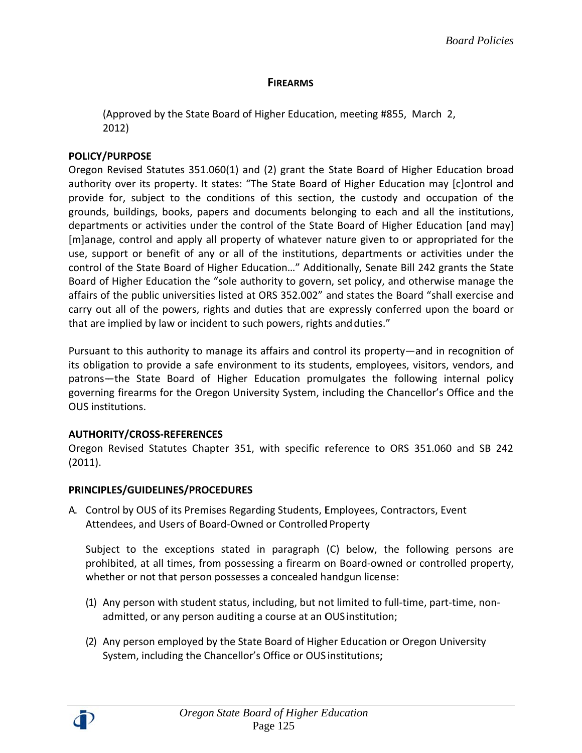## FIREARMS

(Approved by the State Board of Higher Education, meeting #855, March 2, 2012)

**POLICY/PURPOSE**

Oregon Revised Statutes 351.060(1) and (2) grant the State Board of Higher Education broad authority over its property. It states: "The State Board of Higher Education may [c]ontrol and provide for, subject to the conditions of this section, the custody and occupation of the grounds, buildings, books, papers and documents belonging to each and all the institutions, departments or activities under the control of the State Board of Higher Education [and may] [m]anage, control and apply all property of whatever nature given to or appropriated for the use, support or benefit of any or all of the institutions, departments or activities under the control of the State Board of Higher Education…" Additionally, Senate Bill 242 grants the State Board of Higher Education the "sole authority to govern, set policy, and otherwise manage the affairs of the public universities listed at ORS 352.002" and states the Board "shall exercise and carry out all of the powers, rights and duties that are expressly conferred upon the board or that are implied by law or incident to such powers, rights and duties."

Pursuant to this authority to manage its affairs and control its property—and in recognition of its obligation to provide a safe environment to its students, employees, visitors, vendors, and patrons—the State Board of Higher Education promulgates the following internal policy governing firearms for the Oregon University System, including the Chancellor's Office and the OUS institutions.

**AUTHORITY/CROSS-REFERENCES**

Oregon Revised Statutes Chapter 351, with specific reference to ORS 351.060 and SB 242 (2011).

**PRINCIPLES/GUIDELINES/PROCEDURES**

A. Control by OUS of its Premises Regarding Students, Employees, Contractors, Event Attendees, and Users of Board-Owned or Controlled Property

   Subject to the exceptions stated in paragraph (C) below, the following persons are prohibited, at all times, from possessing a firearm on Board-owned or controlled property, whether or not that person possesses a concealed handgun license:

   (1) Any person with student status, including, but not limited to full-time, part-time, non-admitted, or any person auditing a course at an OUS institution;

   (2) Any person employed by the State Board of Higher Education or Oregon University System, including the Chancellor's Office or OUS institutions;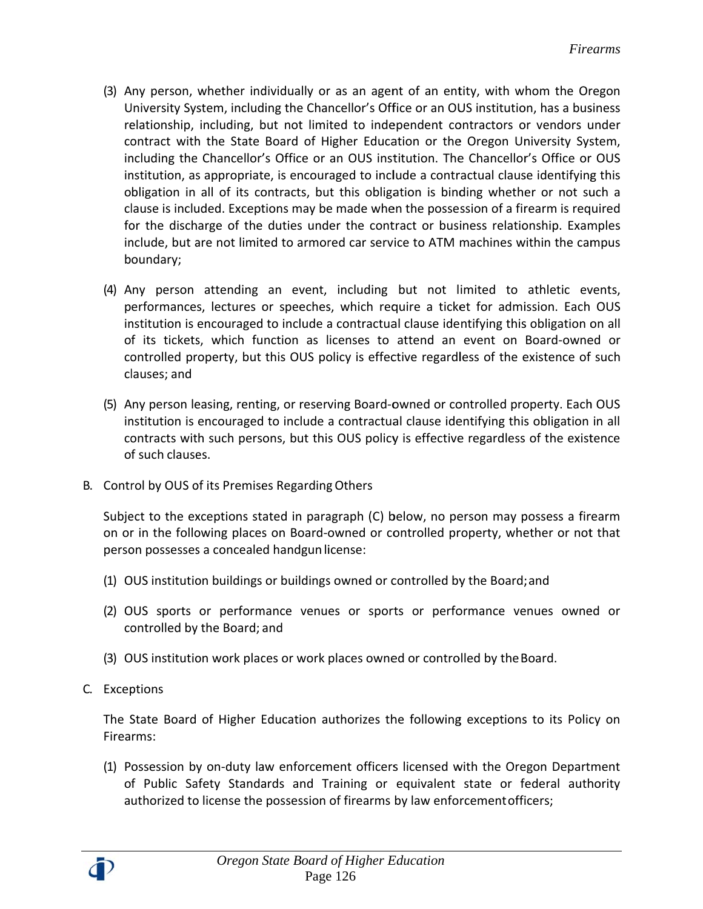(3) Any person, whether individually or as an agent of an entity, with whom the Oregon University System, including the Chancellor's Office or an OUS institution, has a business relationship, including, but not limited to independent contractors or vendors under contract with the State Board of Higher Education or the Oregon University System, including the Chancellor's Office or an OUS institution. The Chancellor's Office or OUS institution, as appropriate, is encouraged to include a contractual clause identifying this obligation in all of its contracts, but this obligation is binding whether or not such a clause is included. Exceptions may be made when the possession of a firearm is required for the discharge of the duties under the contract or business relationship. Examples include, but are not limited to armored car service to ATM machines within the campus boundary;

(4) Any person attending an event, including but not limited to athletic events, performances, lectures or speeches, which require a ticket for admission. Each OUS institution is encouraged to include a contractual clause identifying this obligation on all of its tickets, which function as licenses to attend an event on Board-owned or controlled property, but this OUS policy is effective regardless of the existence of such clauses; and

(5) Any person leasing, renting, or reserving Board-owned or controlled property. Each OUS institution is encouraged to include a contractual clause identifying this obligation in all contracts with such persons, but this OUS policy is effective regardless of the existence of such clauses.

B. Control by OUS of its Premises Regarding Others

Subject to the exceptions stated in paragraph (C) below, no person may possess a firearm on or in the following places on Board-owned or controlled property, whether or not that person possesses a concealed handgun license:

(1) OUS institution buildings or buildings owned or controlled by the Board; and

(2) OUS sports or performance venues or sports or performance venues owned or controlled by the Board; and

(3) OUS institution work places or work places owned or controlled by the Board.

C. Exceptions

The State Board of Higher Education authorizes the following exceptions to its Policy on Firearms:

(1) Possession by on-duty law enforcement officers licensed with the Oregon Department of Public Safety Standards and Training or equivalent state or federal authority authorized to license the possession of firearms by law enforcement officers;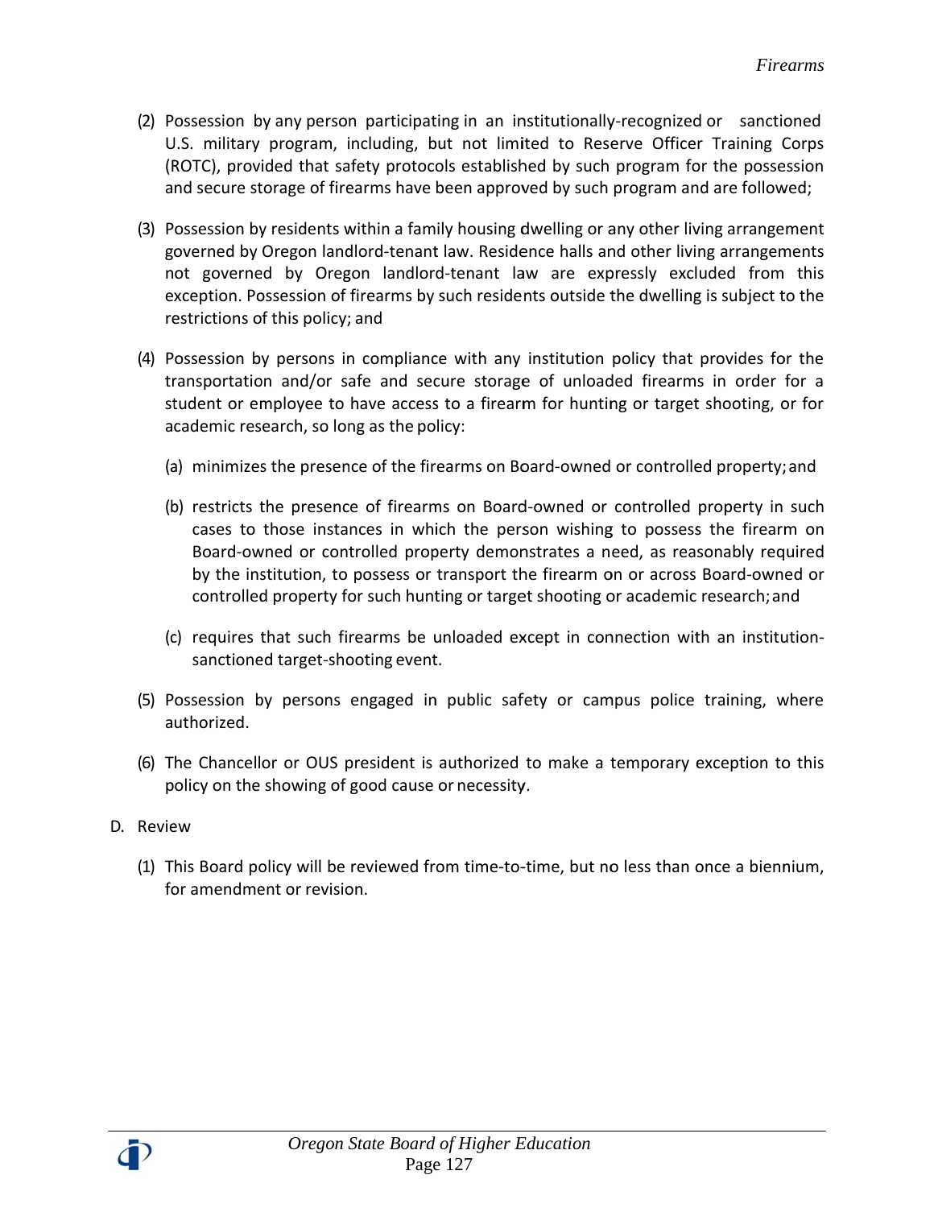(2) Possession by any person participating in an institutionally-recognized or sanctioned U.S. military program, including, but not limited to Reserve Officer Training Corps (ROTC), provided that safety protocols established by such program for the possession and secure storage of firearms have been approved by such program and are followed;

(3) Possession by residents within a family housing dwelling or any other living arrangement governed by Oregon landlord-tenant law. Residence halls and other living arrangements not governed by Oregon landlord-tenant law are expressly excluded from this exception. Possession of firearms by such residents outside the dwelling is subject to the restrictions of this policy; and

(4) Possession by persons in compliance with any institution policy that provides for the transportation and/or safe and secure storage of unloaded firearms in order for a student or employee to have access to a firearm for hunting or target shooting, or for academic research, so long as the policy:

   (a) minimizes the presence of the firearms on Board-owned or controlled property; and

   (b) restricts the presence of firearms on Board-owned or controlled property in such cases to those instances in which the person wishing to possess the firearm on Board-owned or controlled property demonstrates a need, as reasonably required by the institution, to possess or transport the firearm on or across Board-owned or controlled property for such hunting or target shooting or academic research; and

   (c) requires that such firearms be unloaded except in connection with an institution-sanctioned target-shooting event.

(5) Possession by persons engaged in public safety or campus police training, where authorized.

(6) The Chancellor or OUS president is authorized to make a temporary exception to this policy on the showing of good cause or necessity.

D. Review

(1) This Board policy will be reviewed from time-to-time, but no less than once a biennium, for amendment or revision.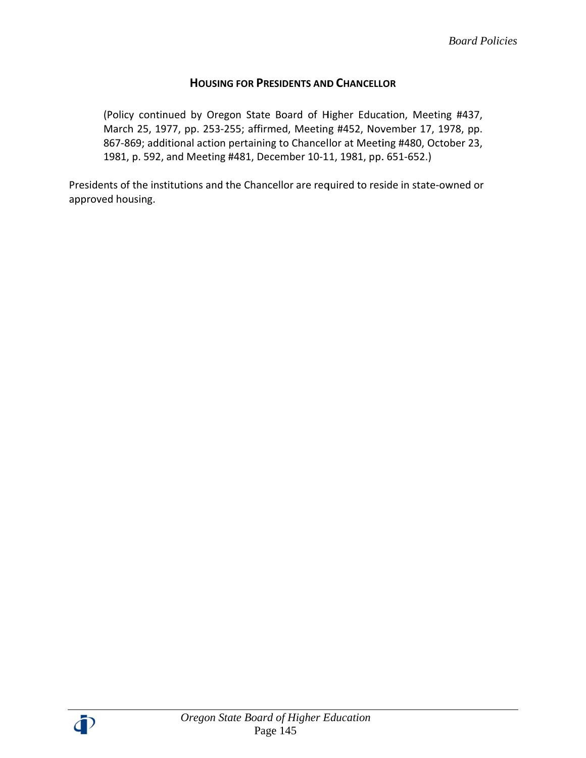## HOUSING FOR PRESIDENTS AND CHANCELLOR

(Policy continued by Oregon State Board of Higher Education, Meeting #437, March 25, 1977, pp. 253-255; affirmed, Meeting #452, November 17, 1978, pp. 867-869; additional action pertaining to Chancellor at Meeting #480, October 23, 1981, p. 592, and Meeting #481, December 10-11, 1981, pp. 651-652.)

Presidents of the institutions and the Chancellor are required to reside in state-owned or approved housing.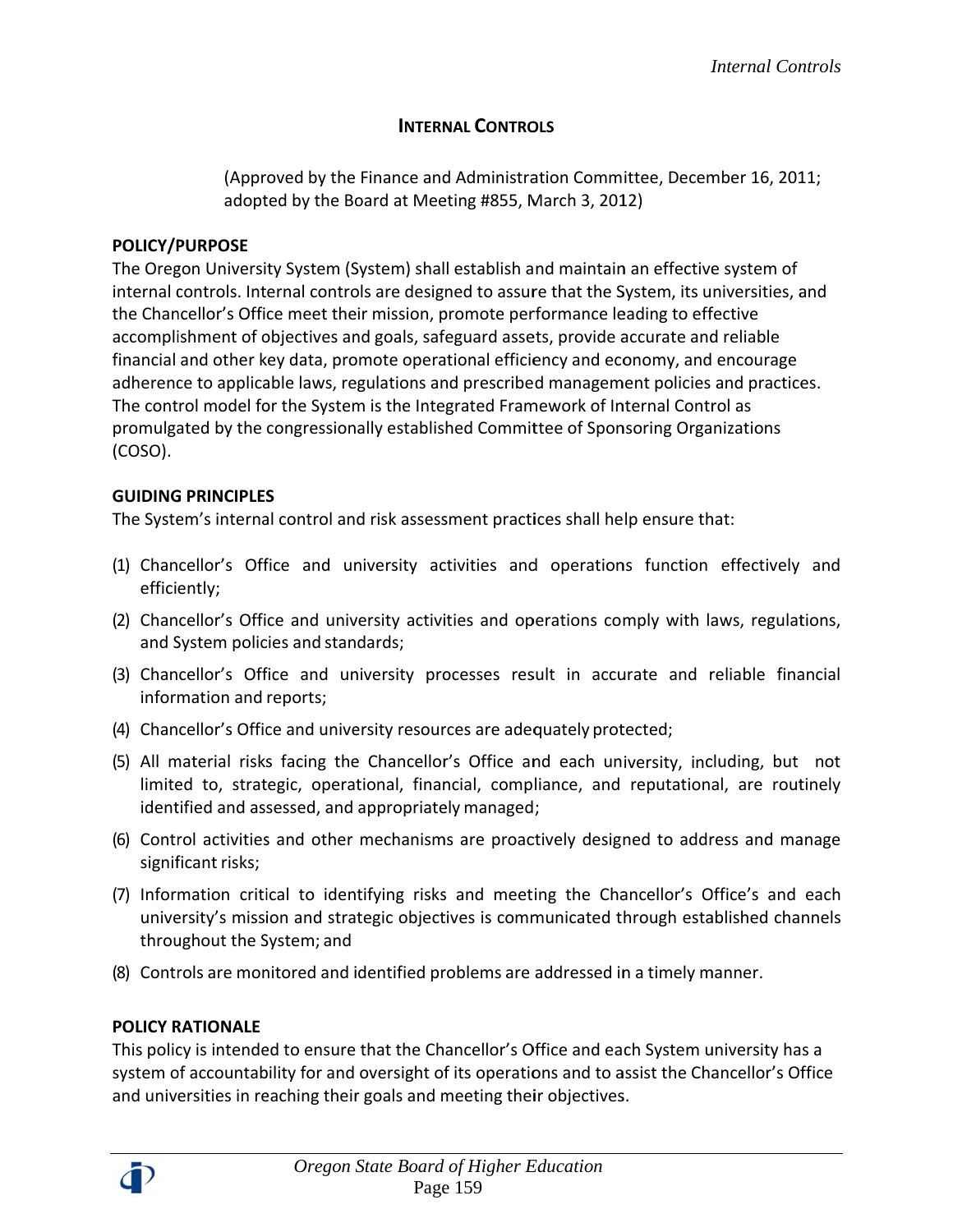# INTERNAL CONTROLS

(Approved by the Finance and Administration Committee, December 16, 2011; adopted by the Board at Meeting #855, March 3, 2012)

**POLICY/PURPOSE**

The Oregon University System (System) shall establish and maintain an effective system of internal controls. Internal controls are designed to assure that the System, its universities, and the Chancellor's Office meet their mission, promote performance leading to effective accomplishment of objectives and goals, safeguard assets, provide accurate and reliable financial and other key data, promote operational efficiency and economy, and encourage adherence to applicable laws, regulations and prescribed management policies and practices. The control model for the System is the Integrated Framework of Internal Control as promulgated by the congressionally established Committee of Sponsoring Organizations (COSO).

**GUIDING PRINCIPLES**

The System's internal control and risk assessment practices shall help ensure that:

(1) Chancellor's Office and university activities and operations function effectively and efficiently;

(2) Chancellor's Office and university activities and operations comply with laws, regulations, and System policies and standards;

(3) Chancellor's Office and university processes result in accurate and reliable financial information and reports;

(4) Chancellor's Office and university resources are adequately protected;

(5) All material risks facing the Chancellor's Office and each university, including, but not limited to, strategic, operational, financial, compliance, and reputational, are routinely identified and assessed, and appropriately managed;

(6) Control activities and other mechanisms are proactively designed to address and manage significant risks;

(7) Information critical to identifying risks and meeting the Chancellor's Office's and each university's mission and strategic objectives is communicated through established channels throughout the System; and

(8) Controls are monitored and identified problems are addressed in a timely manner.

**POLICY RATIONALE**

This policy is intended to ensure that the Chancellor's Office and each System university has a system of accountability for and oversight of its operations and to assist the Chancellor's Office and universities in reaching their goals and meeting their objectives.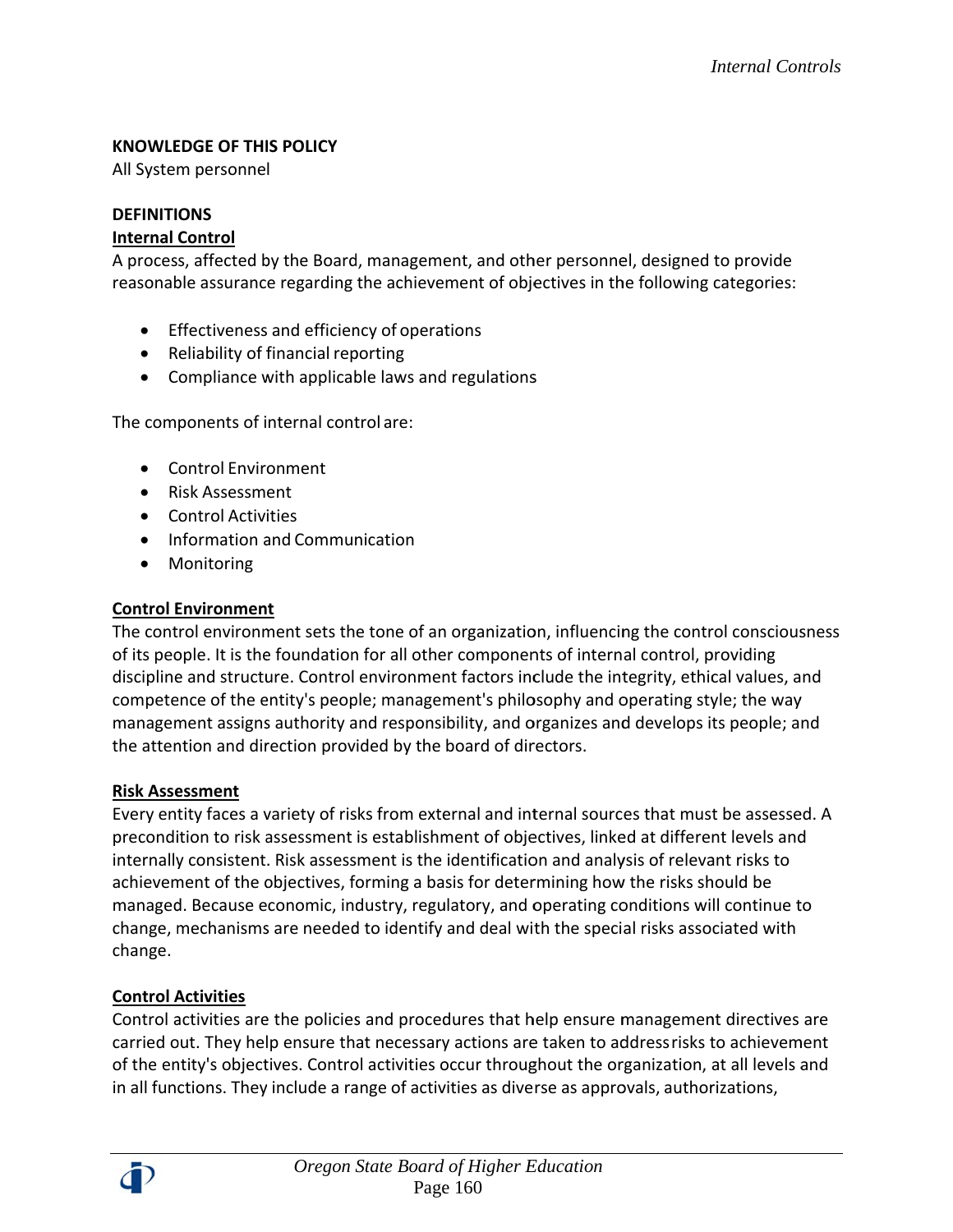**KNOWLEDGE OF THIS POLICY**

All System personnel

**DEFINITIONS**

**Internal Control**

A process, affected by the Board, management, and other personnel, designed to provide reasonable assurance regarding the achievement of objectives in the following categories:

- Effectiveness and efficiency of operations
- Reliability of financial reporting
- Compliance with applicable laws and regulations

The components of internal control are:

- Control Environment
- Risk Assessment
- Control Activities
- Information and Communication
- Monitoring

**Control Environment**

The control environment sets the tone of an organization, influencing the control consciousness of its people. It is the foundation for all other components of internal control, providing discipline and structure. Control environment factors include the integrity, ethical values, and competence of the entity's people; management's philosophy and operating style; the way management assigns authority and responsibility, and organizes and develops its people; and the attention and direction provided by the board of directors.

**Risk Assessment**

Every entity faces a variety of risks from external and internal sources that must be assessed. A precondition to risk assessment is establishment of objectives, linked at different levels and internally consistent. Risk assessment is the identification and analysis of relevant risks to achievement of the objectives, forming a basis for determining how the risks should be managed. Because economic, industry, regulatory, and operating conditions will continue to change, mechanisms are needed to identify and deal with the special risks associated with change.

**Control Activities**

Control activities are the policies and procedures that help ensure management directives are carried out. They help ensure that necessary actions are taken to address risks to achievement of the entity's objectives. Control activities occur throughout the organization, at all levels and in all functions. They include a range of activities as diverse as approvals, authorizations,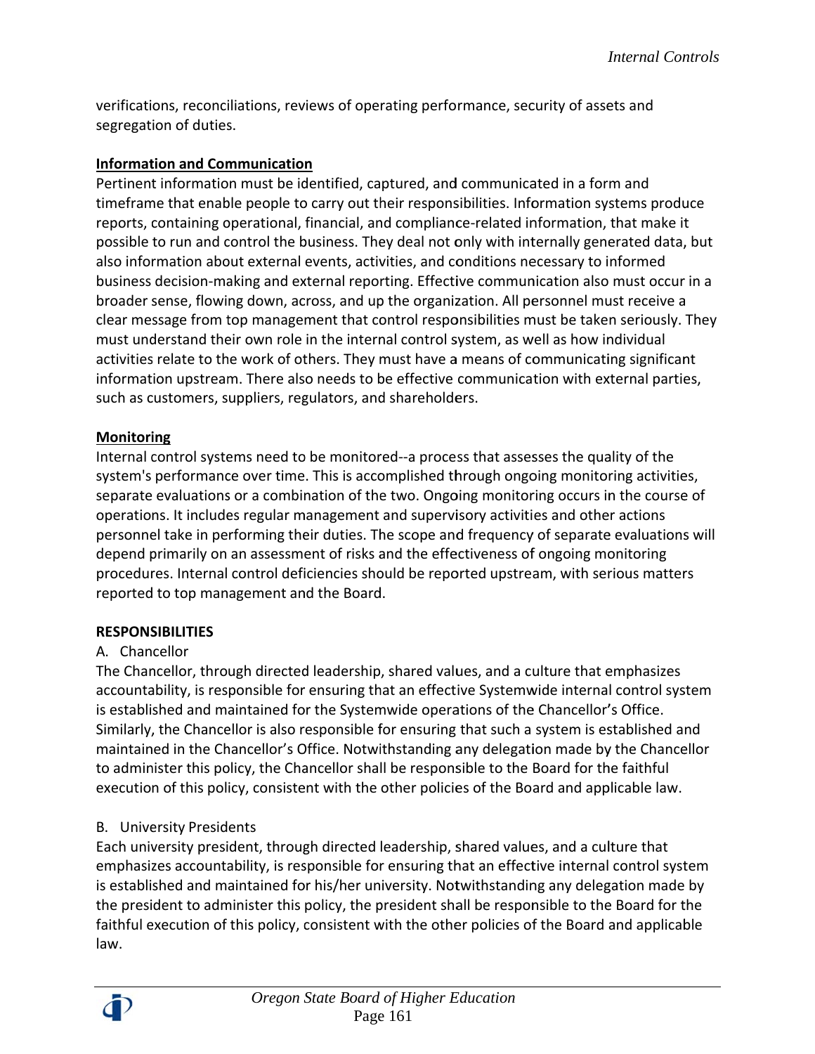verifications, reconciliations, reviews of operating performance, security of assets and segregation of duties.

**Information and Communication**

Pertinent information must be identified, captured, and communicated in a form and timeframe that enable people to carry out their responsibilities. Information systems produce reports, containing operational, financial, and compliance-related information, that make it possible to run and control the business. They deal not only with internally generated data, but also information about external events, activities, and conditions necessary to informed business decision-making and external reporting. Effective communication also must occur in a broader sense, flowing down, across, and up the organization. All personnel must receive a clear message from top management that control responsibilities must be taken seriously. They must understand their own role in the internal control system, as well as how individual activities relate to the work of others. They must have a means of communicating significant information upstream. There also needs to be effective communication with external parties, such as customers, suppliers, regulators, and shareholders.

**Monitoring**

Internal control systems need to be monitored--a process that assesses the quality of the system's performance over time. This is accomplished through ongoing monitoring activities, separate evaluations or a combination of the two. Ongoing monitoring occurs in the course of operations. It includes regular management and supervisory activities and other actions personnel take in performing their duties. The scope and frequency of separate evaluations will depend primarily on an assessment of risks and the effectiveness of ongoing monitoring procedures. Internal control deficiencies should be reported upstream, with serious matters reported to top management and the Board.

**RESPONSIBILITIES**

A. Chancellor

The Chancellor, through directed leadership, shared values, and a culture that emphasizes accountability, is responsible for ensuring that an effective Systemwide internal control system is established and maintained for the Systemwide operations of the Chancellor's Office. Similarly, the Chancellor is also responsible for ensuring that such a system is established and maintained in the Chancellor's Office. Notwithstanding any delegation made by the Chancellor to administer this policy, the Chancellor shall be responsible to the Board for the faithful execution of this policy, consistent with the other policies of the Board and applicable law.

B. University Presidents

Each university president, through directed leadership, shared values, and a culture that emphasizes accountability, is responsible for ensuring that an effective internal control system is established and maintained for his/her university. Notwithstanding any delegation made by the president to administer this policy, the president shall be responsible to the Board for the faithful execution of this policy, consistent with the other policies of the Board and applicable law.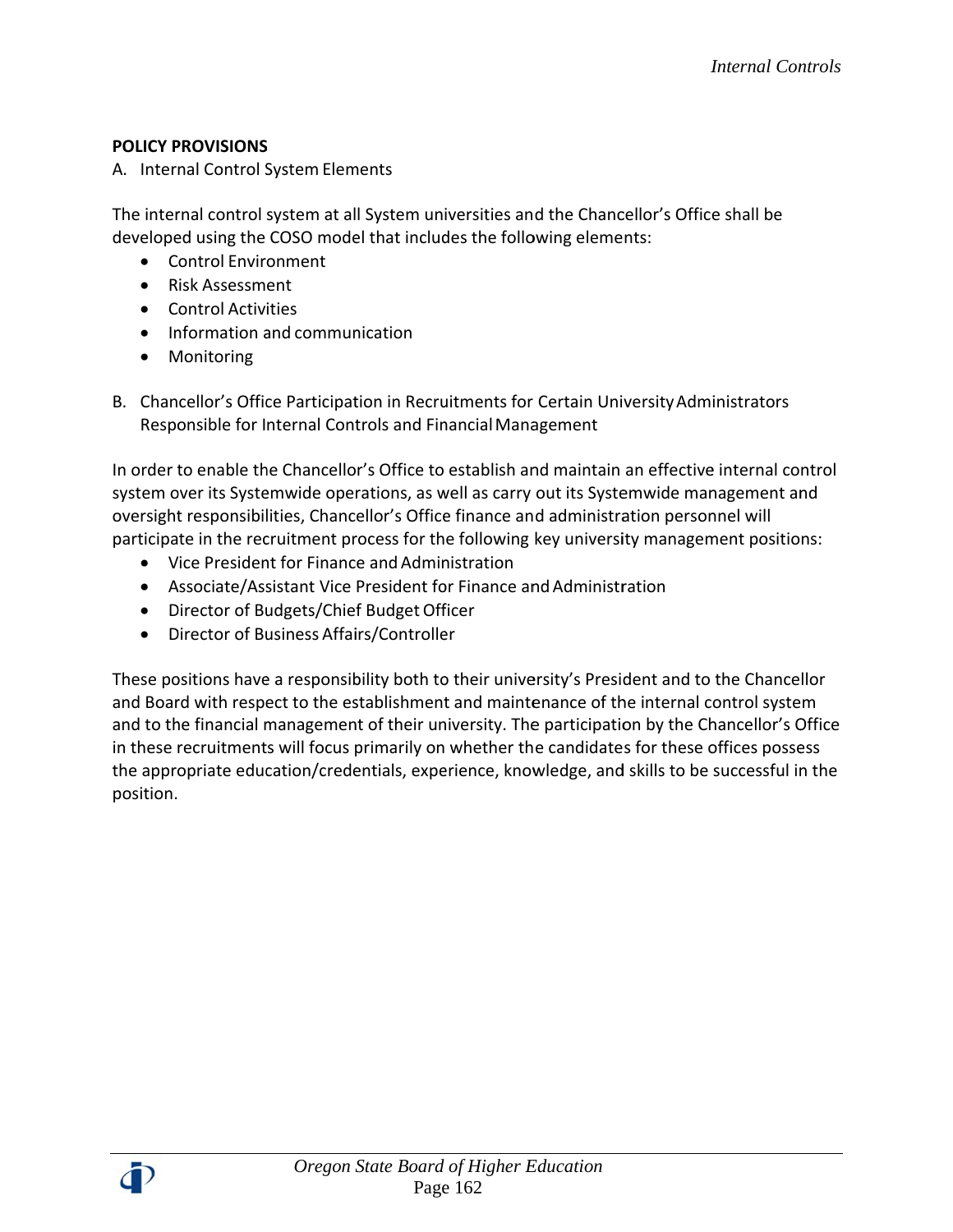**POLICY PROVISIONS**

A. Internal Control System Elements

The internal control system at all System universities and the Chancellor's Office shall be developed using the COSO model that includes the following elements:

- Control Environment
- Risk Assessment
- Control Activities
- Information and communication
- Monitoring

B. Chancellor's Office Participation in Recruitments for Certain University Administrators Responsible for Internal Controls and Financial Management

In order to enable the Chancellor's Office to establish and maintain an effective internal control system over its Systemwide operations, as well as carry out its Systemwide management and oversight responsibilities, Chancellor's Office finance and administration personnel will participate in the recruitment process for the following key university management positions:

- Vice President for Finance and Administration
- Associate/Assistant Vice President for Finance and Administration
- Director of Budgets/Chief Budget Officer
- Director of Business Affairs/Controller

These positions have a responsibility both to their university's President and to the Chancellor and Board with respect to the establishment and maintenance of the internal control system and to the financial management of their university. The participation by the Chancellor's Office in these recruitments will focus primarily on whether the candidates for these offices possess the appropriate education/credentials, experience, knowledge, and skills to be successful in the position.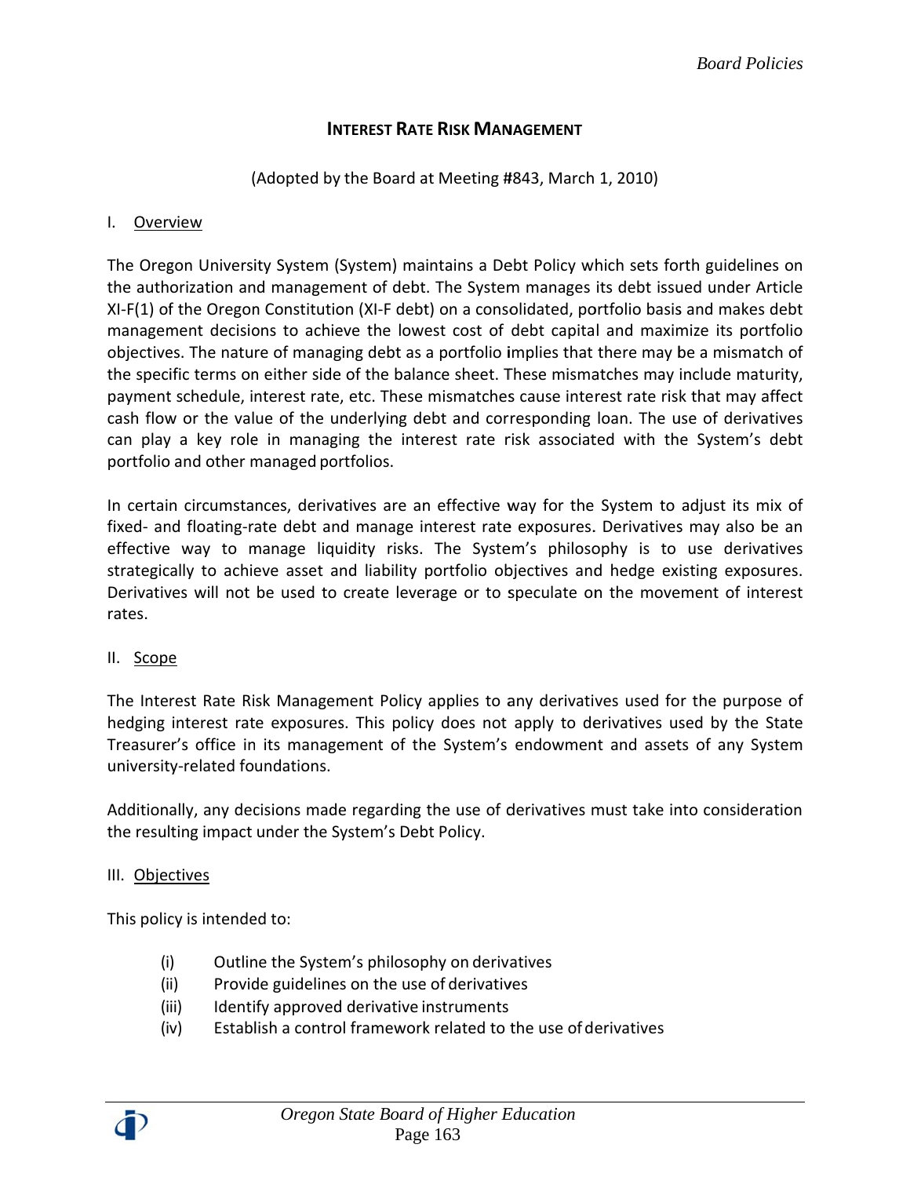# INTEREST RATE RISK MANAGEMENT

(Adopted by the Board at Meeting #843, March 1, 2010)

## I. Overview

The Oregon University System (System) maintains a Debt Policy which sets forth guidelines on the authorization and management of debt. The System manages its debt issued under Article XI-F(1) of the Oregon Constitution (XI-F debt) on a consolidated, portfolio basis and makes debt management decisions to achieve the lowest cost of debt capital and maximize its portfolio objectives. The nature of managing debt as a portfolio implies that there may be a mismatch of the specific terms on either side of the balance sheet. These mismatches may include maturity, payment schedule, interest rate, etc. These mismatches cause interest rate risk that may affect cash flow or the value of the underlying debt and corresponding loan. The use of derivatives can play a key role in managing the interest rate risk associated with the System's debt portfolio and other managed portfolios.

In certain circumstances, derivatives are an effective way for the System to adjust its mix of fixed- and floating-rate debt and manage interest rate exposures. Derivatives may also be an effective way to manage liquidity risks. The System's philosophy is to use derivatives strategically to achieve asset and liability portfolio objectives and hedge existing exposures. Derivatives will not be used to create leverage or to speculate on the movement of interest rates.

## II. Scope

The Interest Rate Risk Management Policy applies to any derivatives used for the purpose of hedging interest rate exposures. This policy does not apply to derivatives used by the State Treasurer's office in its management of the System's endowment and assets of any System university-related foundations.

Additionally, any decisions made regarding the use of derivatives must take into consideration the resulting impact under the System's Debt Policy.

## III. Objectives

This policy is intended to:

- (i) Outline the System's philosophy on derivatives
- (ii) Provide guidelines on the use of derivatives
- (iii) Identify approved derivative instruments
- (iv) Establish a control framework related to the use of derivatives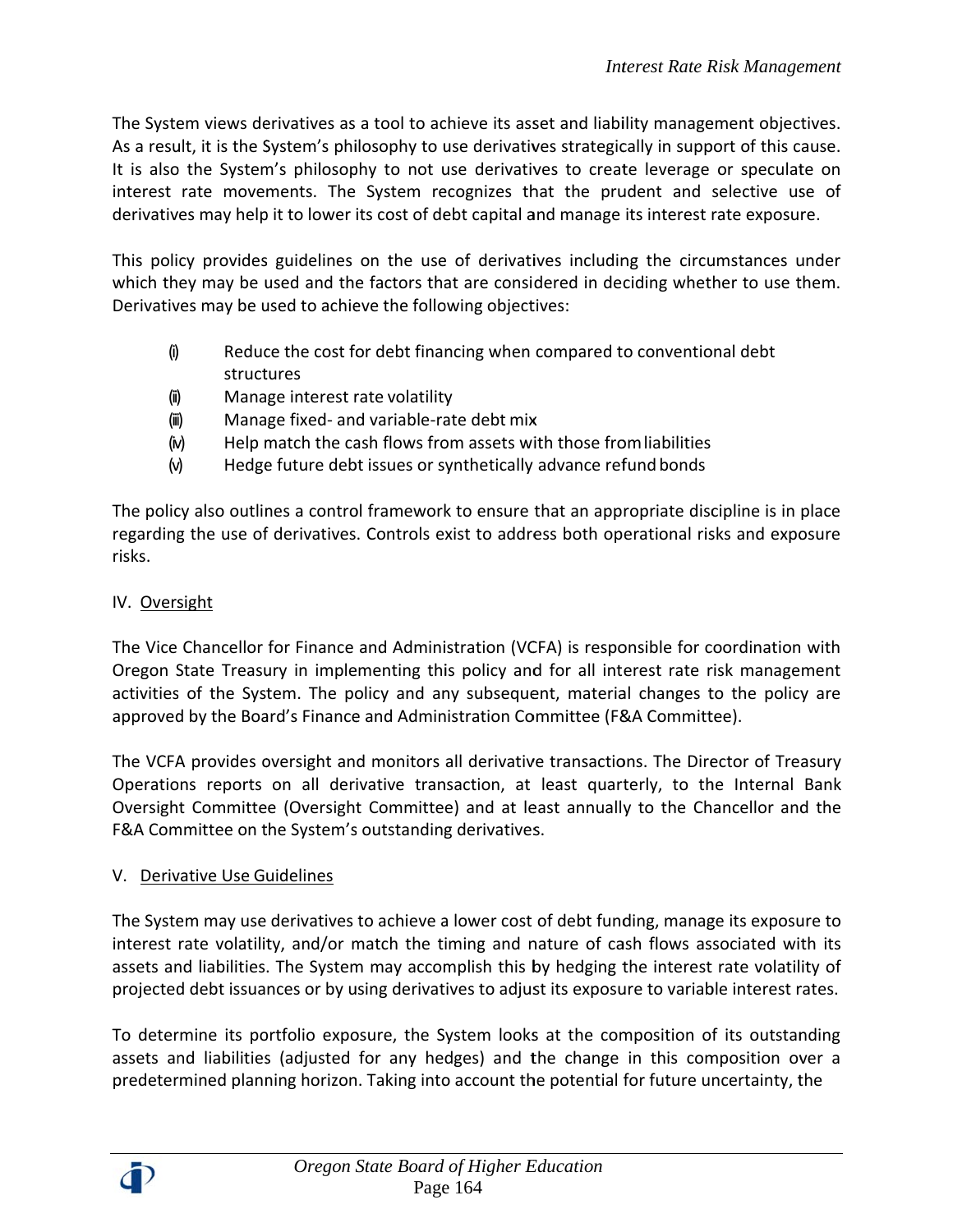The System views derivatives as a tool to achieve its asset and liability management objectives. As a result, it is the System's philosophy to use derivatives strategically in support of this cause. It is also the System's philosophy to not use derivatives to create leverage or speculate on interest rate movements. The System recognizes that the prudent and selective use of derivatives may help it to lower its cost of debt capital and manage its interest rate exposure.

This policy provides guidelines on the use of derivatives including the circumstances under which they may be used and the factors that are considered in deciding whether to use them. Derivatives may be used to achieve the following objectives:

- (i) Reduce the cost for debt financing when compared to conventional debt structures
- (ii) Manage interest rate volatility
- (iii) Manage fixed- and variable-rate debt mix
- (iv) Help match the cash flows from assets with those from liabilities
- (v) Hedge future debt issues or synthetically advance refund bonds

The policy also outlines a control framework to ensure that an appropriate discipline is in place regarding the use of derivatives. Controls exist to address both operational risks and exposure risks.

## IV. Oversight

The Vice Chancellor for Finance and Administration (VCFA) is responsible for coordination with Oregon State Treasury in implementing this policy and for all interest rate risk management activities of the System. The policy and any subsequent, material changes to the policy are approved by the Board's Finance and Administration Committee (F&A Committee).

The VCFA provides oversight and monitors all derivative transactions. The Director of Treasury Operations reports on all derivative transaction, at least quarterly, to the Internal Bank Oversight Committee (Oversight Committee) and at least annually to the Chancellor and the F&A Committee on the System's outstanding derivatives.

## V. Derivative Use Guidelines

The System may use derivatives to achieve a lower cost of debt funding, manage its exposure to interest rate volatility, and/or match the timing and nature of cash flows associated with its assets and liabilities. The System may accomplish this by hedging the interest rate volatility of projected debt issuances or by using derivatives to adjust its exposure to variable interest rates.

To determine its portfolio exposure, the System looks at the composition of its outstanding assets and liabilities (adjusted for any hedges) and the change in this composition over a predetermined planning horizon. Taking into account the potential for future uncertainty, the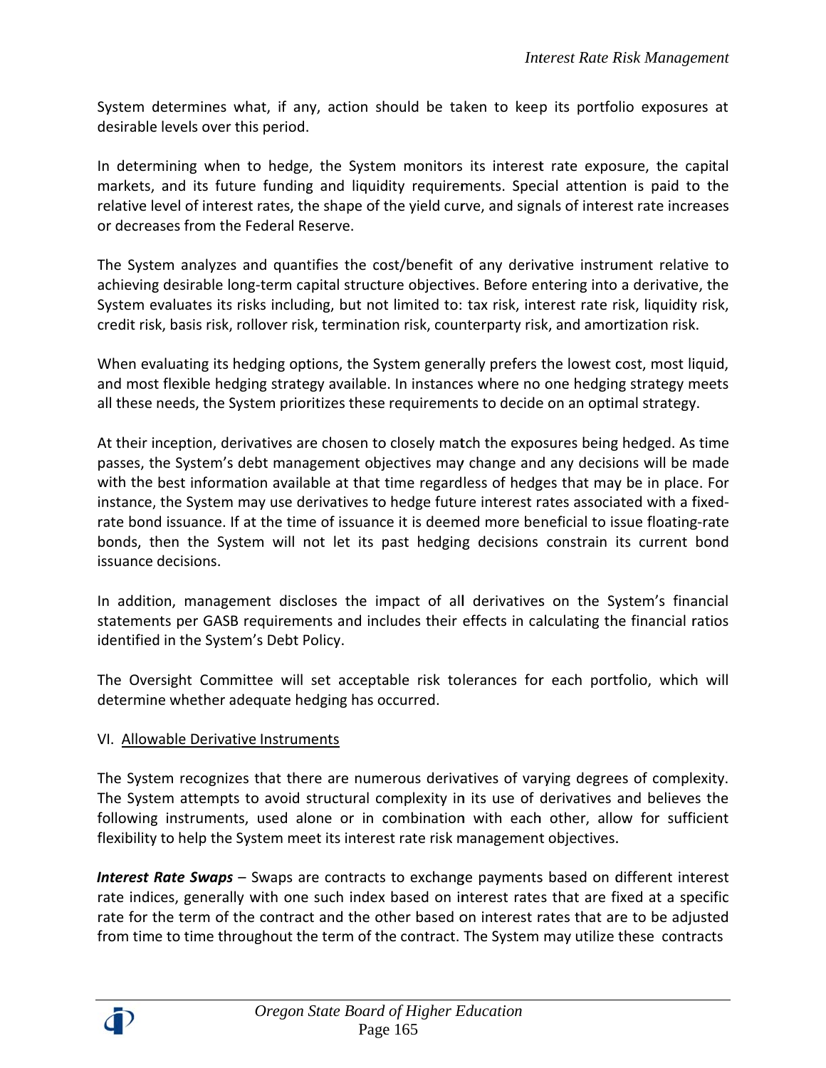System determines what, if any, action should be taken to keep its portfolio exposures at desirable levels over this period.

In determining when to hedge, the System monitors its interest rate exposure, the capital markets, and its future funding and liquidity requirements. Special attention is paid to the relative level of interest rates, the shape of the yield curve, and signals of interest rate increases or decreases from the Federal Reserve.

The System analyzes and quantifies the cost/benefit of any derivative instrument relative to achieving desirable long-term capital structure objectives. Before entering into a derivative, the System evaluates its risks including, but not limited to: tax risk, interest rate risk, liquidity risk, credit risk, basis risk, rollover risk, termination risk, counterparty risk, and amortization risk.

When evaluating its hedging options, the System generally prefers the lowest cost, most liquid, and most flexible hedging strategy available. In instances where no one hedging strategy meets all these needs, the System prioritizes these requirements to decide on an optimal strategy.

At their inception, derivatives are chosen to closely match the exposures being hedged. As time passes, the System's debt management objectives may change and any decisions will be made with the best information available at that time regardless of hedges that may be in place. For instance, the System may use derivatives to hedge future interest rates associated with a fixed-rate bond issuance. If at the time of issuance it is deemed more beneficial to issue floating-rate bonds, then the System will not let its past hedging decisions constrain its current bond issuance decisions.

In addition, management discloses the impact of all derivatives on the System's financial statements per GASB requirements and includes their effects in calculating the financial ratios identified in the System's Debt Policy.

The Oversight Committee will set acceptable risk tolerances for each portfolio, which will determine whether adequate hedging has occurred.

## VI. Allowable Derivative Instruments

The System recognizes that there are numerous derivatives of varying degrees of complexity. The System attempts to avoid structural complexity in its use of derivatives and believes the following instruments, used alone or in combination with each other, allow for sufficient flexibility to help the System meet its interest rate risk management objectives.

***Interest Rate Swaps*** – Swaps are contracts to exchange payments based on different interest rate indices, generally with one such index based on interest rates that are fixed at a specific rate for the term of the contract and the other based on interest rates that are to be adjusted from time to time throughout the term of the contract. The System may utilize these contracts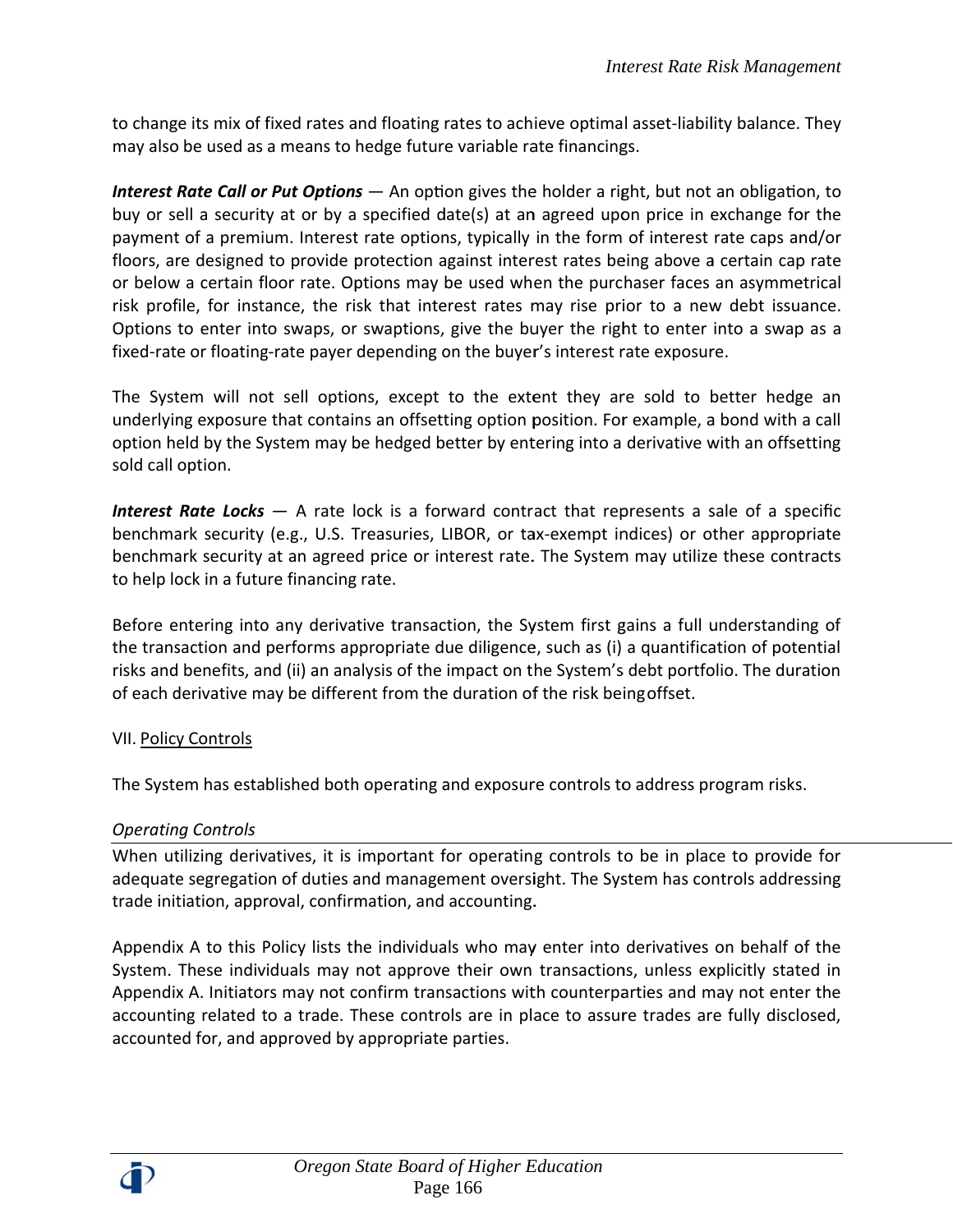to change its mix of fixed rates and floating rates to achieve optimal asset-liability balance. They may also be used as a means to hedge future variable rate financings.

***Interest Rate Call or Put Options*** — An option gives the holder a right, but not an obligation, to buy or sell a security at or by a specified date(s) at an agreed upon price in exchange for the payment of a premium. Interest rate options, typically in the form of interest rate caps and/or floors, are designed to provide protection against interest rates being above a certain cap rate or below a certain floor rate. Options may be used when the purchaser faces an asymmetrical risk profile, for instance, the risk that interest rates may rise prior to a new debt issuance. Options to enter into swaps, or swaptions, give the buyer the right to enter into a swap as a fixed-rate or floating-rate payer depending on the buyer's interest rate exposure.

The System will not sell options, except to the extent they are sold to better hedge an underlying exposure that contains an offsetting option position. For example, a bond with a call option held by the System may be hedged better by entering into a derivative with an offsetting sold call option.

***Interest Rate Locks*** — A rate lock is a forward contract that represents a sale of a specific benchmark security (e.g., U.S. Treasuries, LIBOR, or tax-exempt indices) or other appropriate benchmark security at an agreed price or interest rate. The System may utilize these contracts to help lock in a future financing rate.

Before entering into any derivative transaction, the System first gains a full understanding of the transaction and performs appropriate due diligence, such as (i) a quantification of potential risks and benefits, and (ii) an analysis of the impact on the System's debt portfolio. The duration of each derivative may be different from the duration of the risk being offset.

## VII. Policy Controls

The System has established both operating and exposure controls to address program risks.

### *Operating Controls*

When utilizing derivatives, it is important for operating controls to be in place to provide for adequate segregation of duties and management oversight. The System has controls addressing trade initiation, approval, confirmation, and accounting.

Appendix A to this Policy lists the individuals who may enter into derivatives on behalf of the System. These individuals may not approve their own transactions, unless explicitly stated in Appendix A. Initiators may not confirm transactions with counterparties and may not enter the accounting related to a trade. These controls are in place to assure trades are fully disclosed, accounted for, and approved by appropriate parties.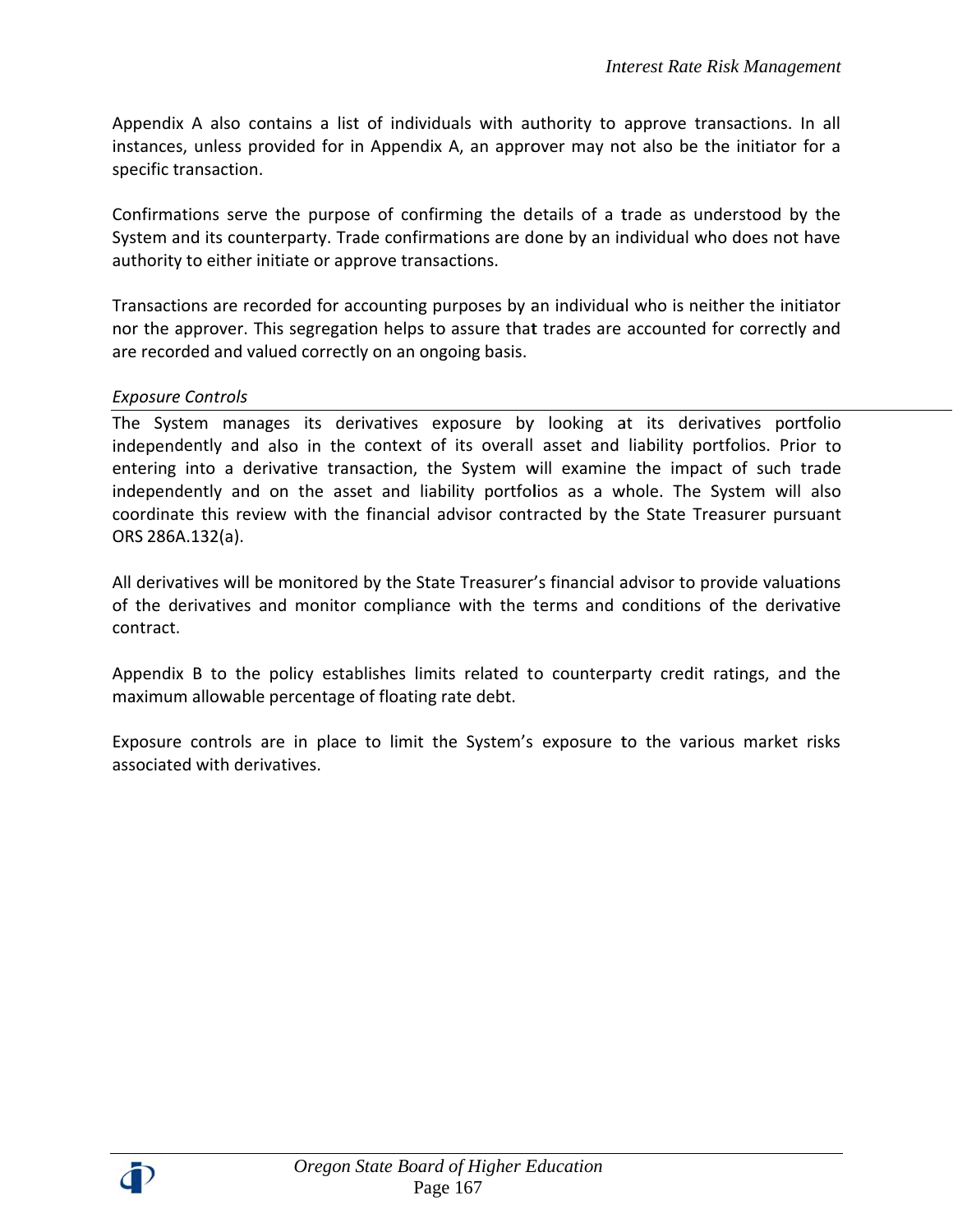Appendix A also contains a list of individuals with authority to approve transactions. In all instances, unless provided for in Appendix A, an approver may not also be the initiator for a specific transaction.

Confirmations serve the purpose of confirming the details of a trade as understood by the System and its counterparty. Trade confirmations are done by an individual who does not have authority to either initiate or approve transactions.

Transactions are recorded for accounting purposes by an individual who is neither the initiator nor the approver. This segregation helps to assure that trades are accounted for correctly and are recorded and valued correctly on an ongoing basis.

*Exposure Controls*

The System manages its derivatives exposure by looking at its derivatives portfolio independently and also in the context of its overall asset and liability portfolios. Prior to entering into a derivative transaction, the System will examine the impact of such trade independently and on the asset and liability portfolios as a whole. The System will also coordinate this review with the financial advisor contracted by the State Treasurer pursuant ORS 286A.132(a).

All derivatives will be monitored by the State Treasurer's financial advisor to provide valuations of the derivatives and monitor compliance with the terms and conditions of the derivative contract.

Appendix B to the policy establishes limits related to counterparty credit ratings, and the maximum allowable percentage of floating rate debt.

Exposure controls are in place to limit the System's exposure to the various market risks associated with derivatives.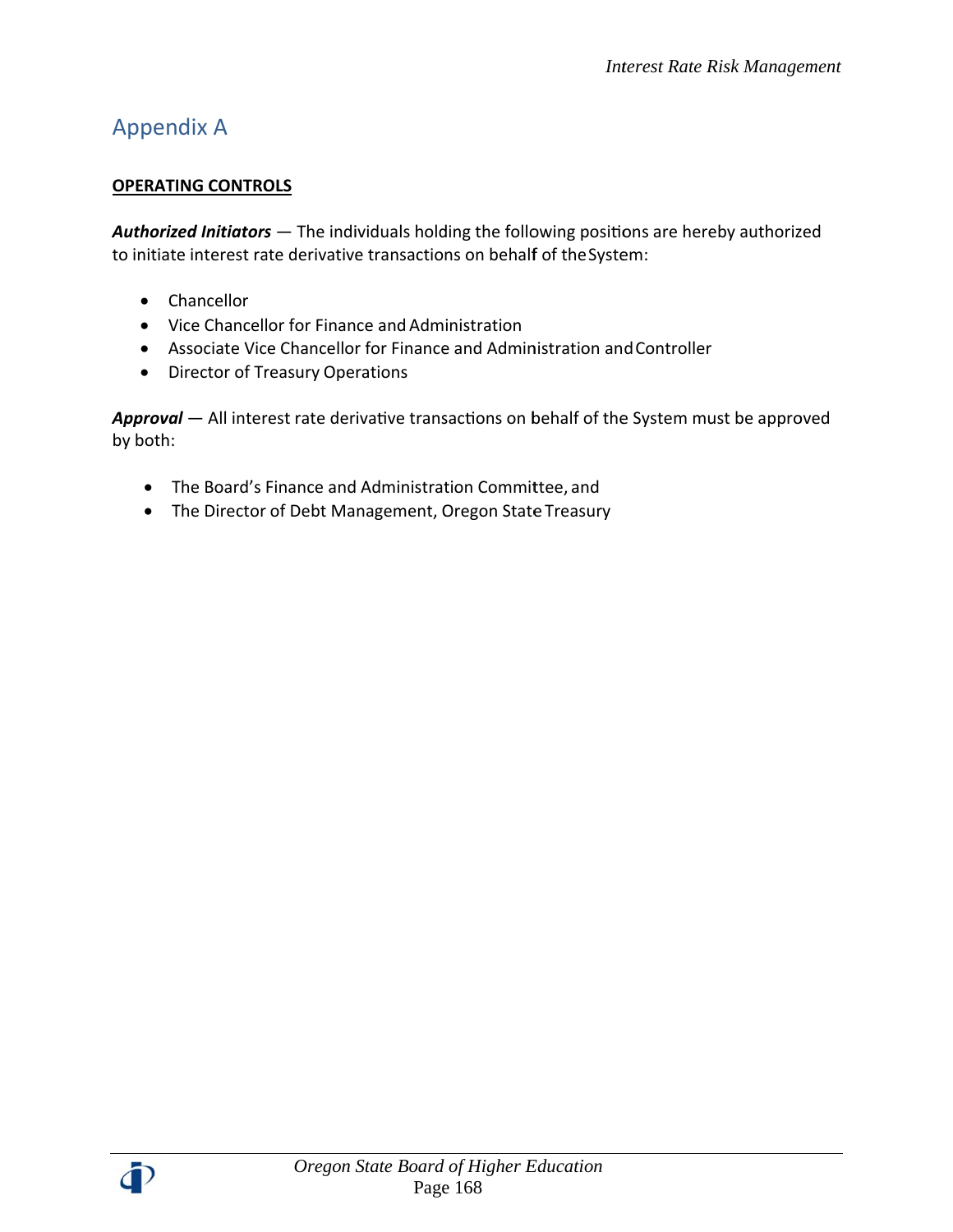# Appendix A

**OPERATING CONTROLS**

***Authorized Initiators*** — The individuals holding the following positions are hereby authorized to initiate interest rate derivative transactions on behalf of the System:

- Chancellor
- Vice Chancellor for Finance and Administration
- Associate Vice Chancellor for Finance and Administration and Controller
- Director of Treasury Operations

***Approval*** — All interest rate derivative transactions on behalf of the System must be approved by both:

- The Board's Finance and Administration Committee, and
- The Director of Debt Management, Oregon State Treasury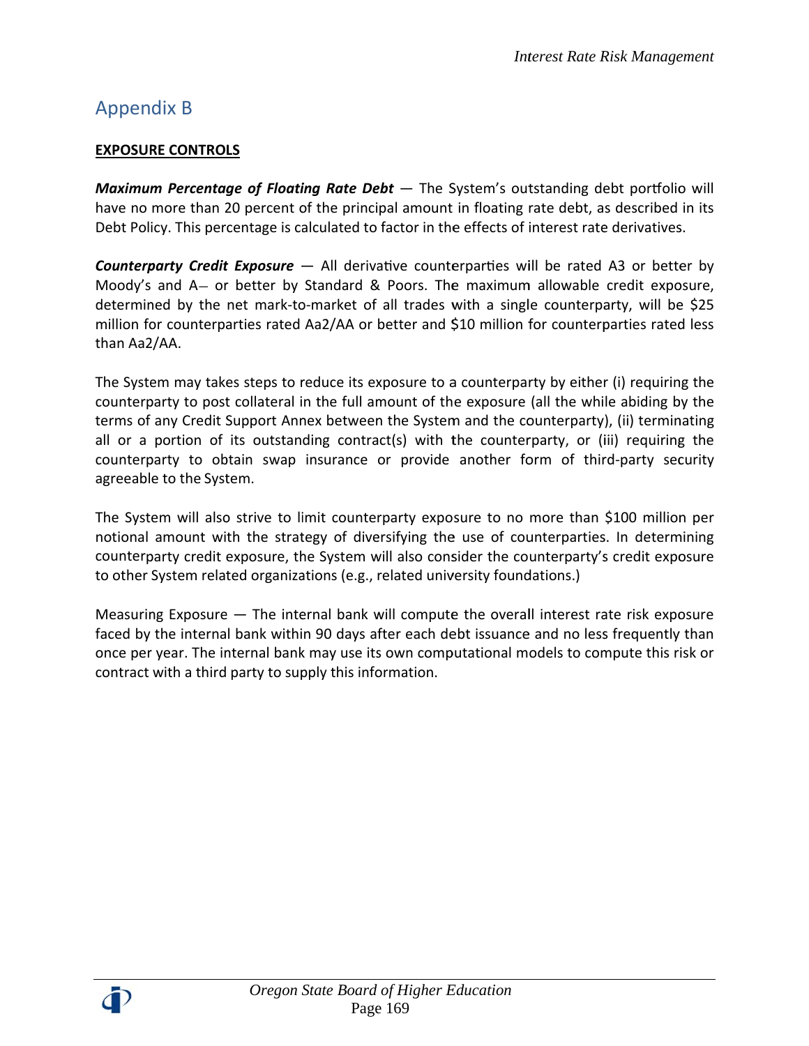# Appendix B

**EXPOSURE CONTROLS**

***Maximum Percentage of Floating Rate Debt*** — The System's outstanding debt portfolio will have no more than 20 percent of the principal amount in floating rate debt, as described in its Debt Policy. This percentage is calculated to factor in the effects of interest rate derivatives.

***Counterparty Credit Exposure*** — All derivative counterparties will be rated A3 or better by Moody's and A– or better by Standard & Poors. The maximum allowable credit exposure, determined by the net mark-to-market of all trades with a single counterparty, will be $25 million for counterparties rated Aa2/AA or better and $10 million for counterparties rated less than Aa2/AA.

The System may takes steps to reduce its exposure to a counterparty by either (i) requiring the counterparty to post collateral in the full amount of the exposure (all the while abiding by the terms of any Credit Support Annex between the System and the counterparty), (ii) terminating all or a portion of its outstanding contract(s) with the counterparty, or (iii) requiring the counterparty to obtain swap insurance or provide another form of third-party security agreeable to the System.

The System will also strive to limit counterparty exposure to no more than $100 million per notional amount with the strategy of diversifying the use of counterparties. In determining counterparty credit exposure, the System will also consider the counterparty's credit exposure to other System related organizations (e.g., related university foundations.)

Measuring Exposure — The internal bank will compute the overall interest rate risk exposure faced by the internal bank within 90 days after each debt issuance and no less frequently than once per year. The internal bank may use its own computational models to compute this risk or contract with a third party to supply this information.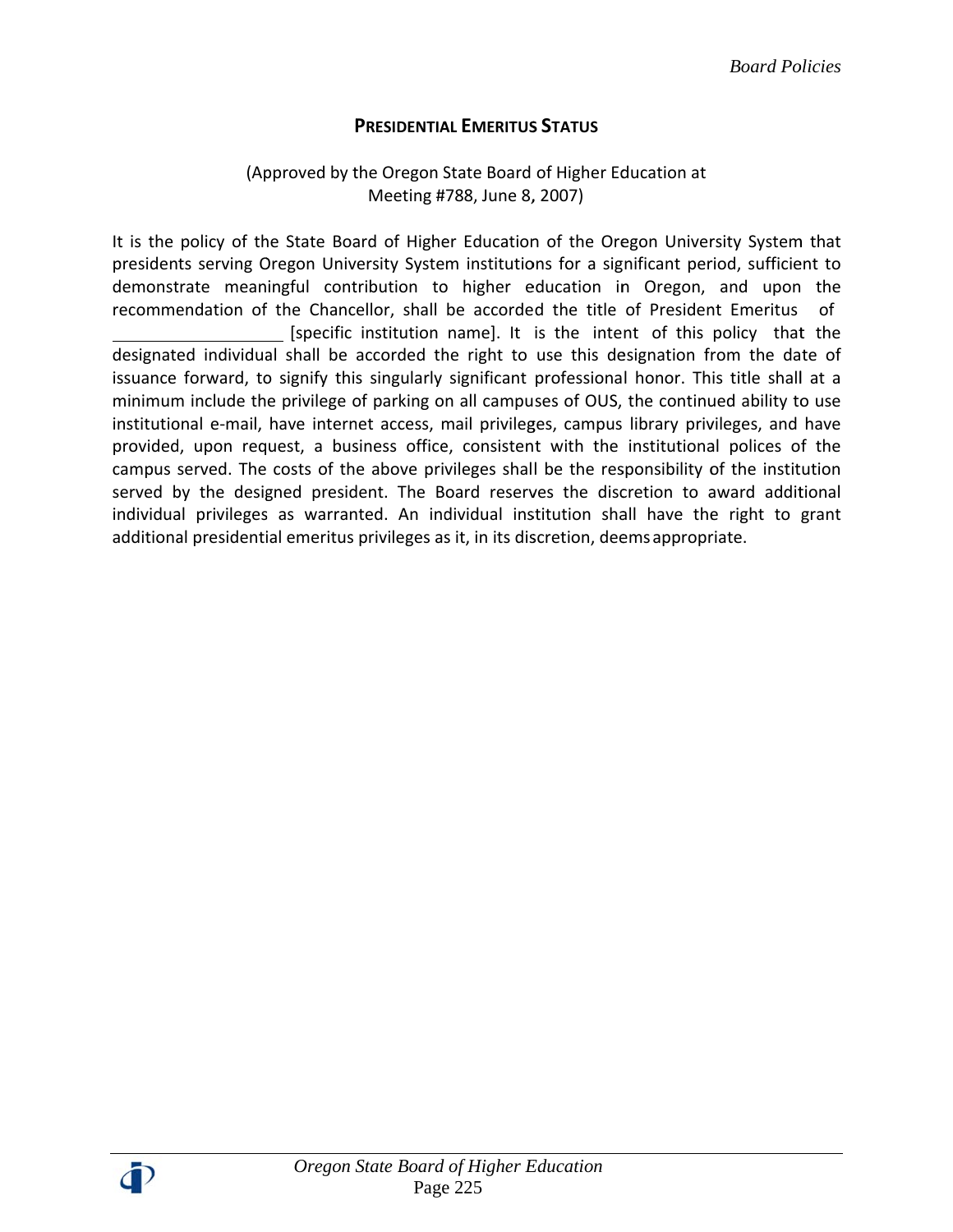## PRESIDENTIAL EMERITUS STATUS

(Approved by the Oregon State Board of Higher Education at Meeting #788, June 8, 2007)

It is the policy of the State Board of Higher Education of the Oregon University System that presidents serving Oregon University System institutions for a significant period, sufficient to demonstrate meaningful contribution to higher education in Oregon, and upon the recommendation of the Chancellor, shall be accorded the title of President Emeritus of ____________________ [specific institution name]. It is the intent of this policy that the designated individual shall be accorded the right to use this designation from the date of issuance forward, to signify this singularly significant professional honor. This title shall at a minimum include the privilege of parking on all campuses of OUS, the continued ability to use institutional e-mail, have internet access, mail privileges, campus library privileges, and have provided, upon request, a business office, consistent with the institutional polices of the campus served. The costs of the above privileges shall be the responsibility of the institution served by the designed president. The Board reserves the discretion to award additional individual privileges as warranted. An individual institution shall have the right to grant additional presidential emeritus privileges as it, in its discretion, deems appropriate.